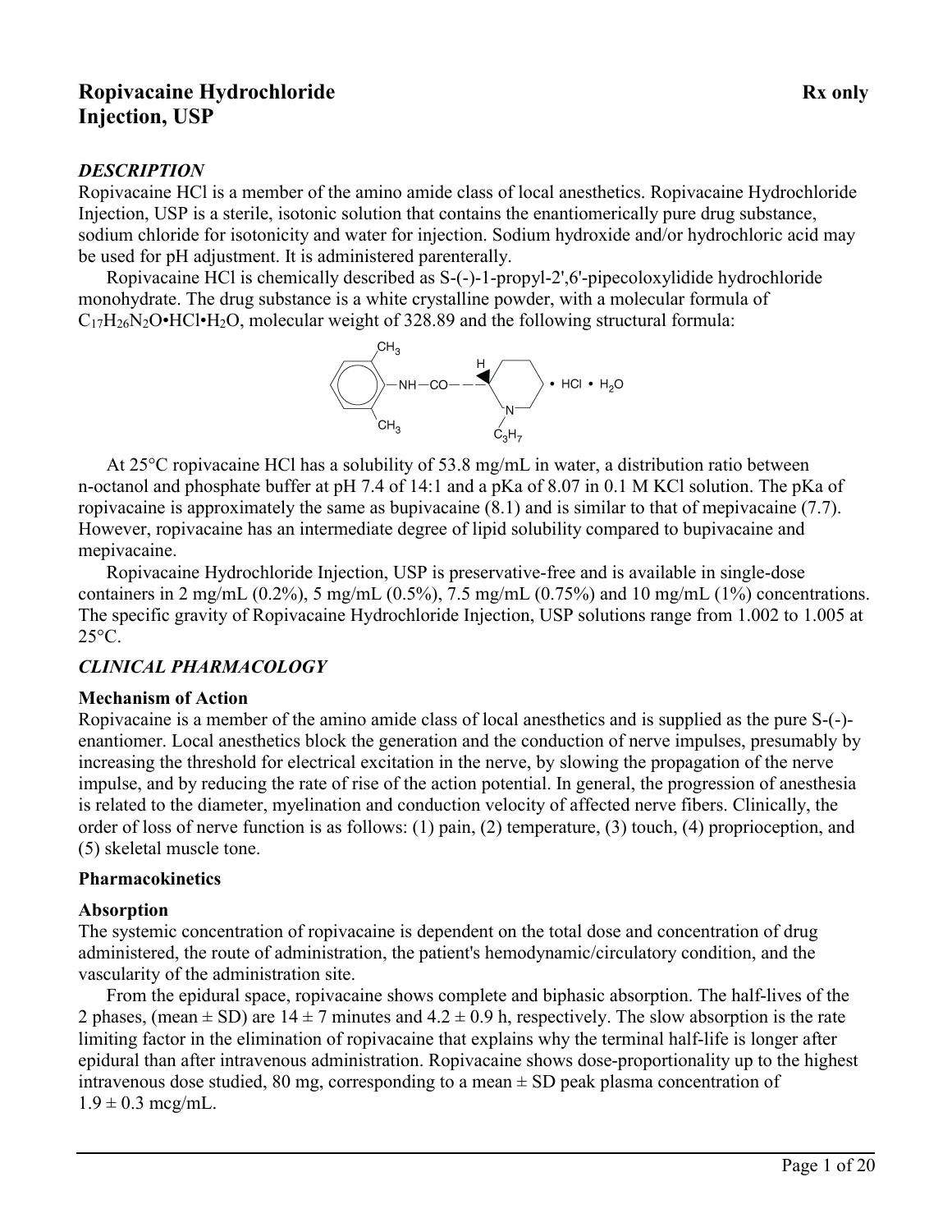# Ropivacaine Hydrochloride Injection, USP

Rx only

## *DESCRIPTION*

Ropivacaine HCl is a member of the amino amide class of local anesthetics. Ropivacaine Hydrochloride Injection, USP is a sterile, isotonic solution that contains the enantiomerically pure drug substance, sodium chloride for isotonicity and water for injection. Sodium hydroxide and/or hydrochloric acid may be used for pH adjustment. It is administered parenterally.

Ropivacaine HCl is chemically described as S-(-)-1-propyl-2',6'-pipecoloxylidide hydrochloride monohydrate. The drug substance is a white crystalline powder, with a molecular formula of $C_{17}H_{26}N_2O \cdot HCl \cdot H_2O$, molecular weight of 328.89 and the following structural formula:

At 25°C ropivacaine HCl has a solubility of 53.8 mg/mL in water, a distribution ratio between n-octanol and phosphate buffer at pH 7.4 of 14:1 and a pKa of 8.07 in 0.1 M KCl solution. The pKa of ropivacaine is approximately the same as bupivacaine (8.1) and is similar to that of mepivacaine (7.7). However, ropivacaine has an intermediate degree of lipid solubility compared to bupivacaine and mepivacaine.

Ropivacaine Hydrochloride Injection, USP is preservative-free and is available in single-dose containers in 2 mg/mL (0.2%), 5 mg/mL (0.5%), 7.5 mg/mL (0.75%) and 10 mg/mL (1%) concentrations. The specific gravity of Ropivacaine Hydrochloride Injection, USP solutions range from 1.002 to 1.005 at 25°C.

## *CLINICAL PHARMACOLOGY*

### Mechanism of Action

Ropivacaine is a member of the amino amide class of local anesthetics and is supplied as the pure S-(-)-enantiomer. Local anesthetics block the generation and the conduction of nerve impulses, presumably by increasing the threshold for electrical excitation in the nerve, by slowing the propagation of the nerve impulse, and by reducing the rate of rise of the action potential. In general, the progression of anesthesia is related to the diameter, myelination and conduction velocity of affected nerve fibers. Clinically, the order of loss of nerve function is as follows: (1) pain, (2) temperature, (3) touch, (4) proprioception, and (5) skeletal muscle tone.

### Pharmacokinetics

### Absorption

The systemic concentration of ropivacaine is dependent on the total dose and concentration of drug administered, the route of administration, the patient's hemodynamic/circulatory condition, and the vascularity of the administration site.

From the epidural space, ropivacaine shows complete and biphasic absorption. The half-lives of the 2 phases, (mean ± SD) are 14 ± 7 minutes and 4.2 ± 0.9 h, respectively. The slow absorption is the rate limiting factor in the elimination of ropivacaine that explains why the terminal half-life is longer after epidural than after intravenous administration. Ropivacaine shows dose-proportionality up to the highest intravenous dose studied, 80 mg, corresponding to a mean ± SD peak plasma concentration of 1.9 ± 0.3 mcg/mL.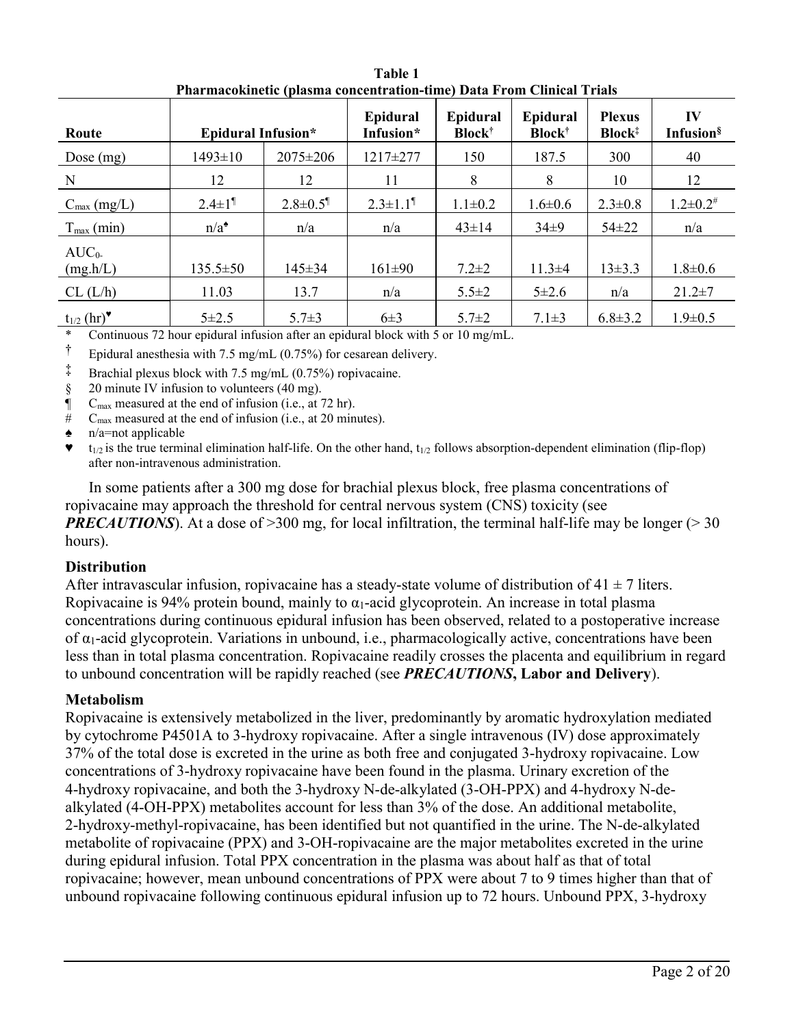**Table 1**
**Pharmacokinetic (plasma concentration-time) Data From Clinical Trials**

| Route | Epidural Infusion* | | Epidural Infusion* | Epidural Block† | Epidural Block† | Plexus Block‡ | IV Infusion§ |
|---|---|---|---|---|---|---|---|
| Dose (mg) | 1493±10 | 2075±206 | 1217±277 | 150 | 187.5 | 300 | 40 |
| N | 12 | 12 | 11 | 8 | 8 | 10 | 12 |
| $C_{max}$ (mg/L) | 2.4±1¶ | 2.8±0.5¶ | 2.3±1.1¶ | 1.1±0.2 | 1.6±0.6 | 2.3±0.8 | 1.2±0.2# |
| $T_{max}$ (min) | n/a♠ | n/a | n/a | 43±14 | 34±9 | 54±22 | n/a |
| $AUC_{0-}$ (mg.h/L) | 135.5±50 | 145±34 | 161±90 | 7.2±2 | 11.3±4 | 13±3.3 | 1.8±0.6 |
| CL (L/h) | 11.03 | 13.7 | n/a | 5.5±2 | 5±2.6 | n/a | 21.2±7 |
| $t_{1/2}$ (hr)♥ | 5±2.5 | 5.7±3 | 6±3 | 5.7±2 | 7.1±3 | 6.8±3.2 | 1.9±0.5 |

\* Continuous 72 hour epidural infusion after an epidural block with 5 or 10 mg/mL.

† Epidural anesthesia with 7.5 mg/mL (0.75%) for cesarean delivery.

‡ Brachial plexus block with 7.5 mg/mL (0.75%) ropivacaine.

§ 20 minute IV infusion to volunteers (40 mg).

¶ $C_{max}$ measured at the end of infusion (i.e., at 72 hr).

\# $C_{max}$ measured at the end of infusion (i.e., at 20 minutes).

♠ n/a=not applicable

♥ $t_{1/2}$ is the true terminal elimination half-life. On the other hand, $t_{1/2}$ follows absorption-dependent elimination (flip-flop) after non-intravenous administration.

In some patients after a 300 mg dose for brachial plexus block, free plasma concentrations of ropivacaine may approach the threshold for central nervous system (CNS) toxicity (see ***PRECAUTIONS***). At a dose of >300 mg, for local infiltration, the terminal half-life may be longer (> 30 hours).

**Distribution**

After intravascular infusion, ropivacaine has a steady-state volume of distribution of 41 ± 7 liters. Ropivacaine is 94% protein bound, mainly to $\alpha_1$-acid glycoprotein. An increase in total plasma concentrations during continuous epidural infusion has been observed, related to a postoperative increase of $\alpha_1$-acid glycoprotein. Variations in unbound, i.e., pharmacologically active, concentrations have been less than in total plasma concentration. Ropivacaine readily crosses the placenta and equilibrium in regard to unbound concentration will be rapidly reached (see ***PRECAUTIONS*****, Labor and Delivery**).

**Metabolism**

Ropivacaine is extensively metabolized in the liver, predominantly by aromatic hydroxylation mediated by cytochrome P4501A to 3-hydroxy ropivacaine. After a single intravenous (IV) dose approximately 37% of the total dose is excreted in the urine as both free and conjugated 3-hydroxy ropivacaine. Low concentrations of 3-hydroxy ropivacaine have been found in the plasma. Urinary excretion of the 4-hydroxy ropivacaine, and both the 3-hydroxy N-de-alkylated (3-OH-PPX) and 4-hydroxy N-de-alkylated (4-OH-PPX) metabolites account for less than 3% of the dose. An additional metabolite, 2-hydroxy-methyl-ropivacaine, has been identified but not quantified in the urine. The N-de-alkylated metabolite of ropivacaine (PPX) and 3-OH-ropivacaine are the major metabolites excreted in the urine during epidural infusion. Total PPX concentration in the plasma was about half as that of total ropivacaine; however, mean unbound concentrations of PPX were about 7 to 9 times higher than that of unbound ropivacaine following continuous epidural infusion up to 72 hours. Unbound PPX, 3-hydroxy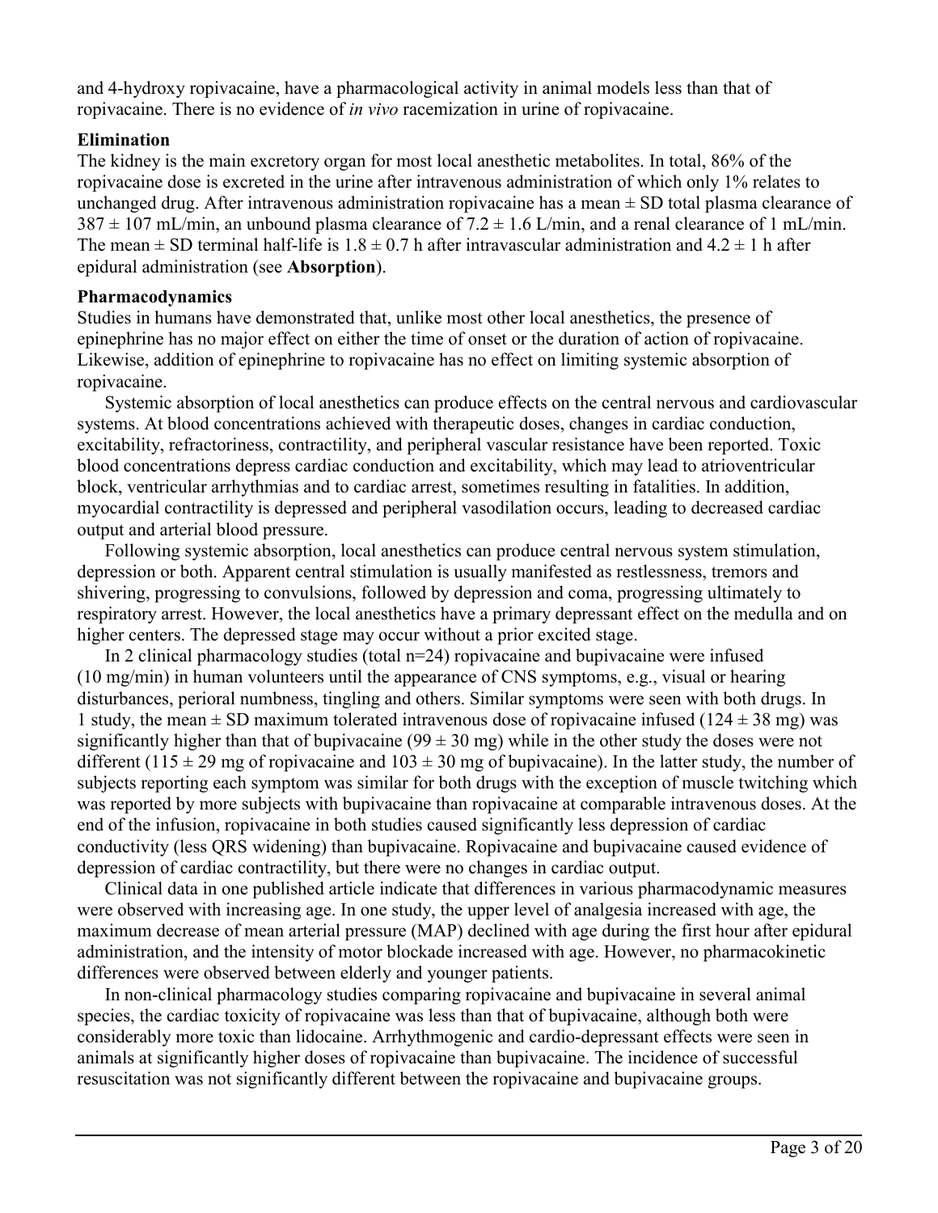and 4-hydroxy ropivacaine, have a pharmacological activity in animal models less than that of ropivacaine. There is no evidence of *in vivo* racemization in urine of ropivacaine.

**Elimination**

The kidney is the main excretory organ for most local anesthetic metabolites. In total, 86% of the ropivacaine dose is excreted in the urine after intravenous administration of which only 1% relates to unchanged drug. After intravenous administration ropivacaine has a mean ± SD total plasma clearance of 387 ± 107 mL/min, an unbound plasma clearance of 7.2 ± 1.6 L/min, and a renal clearance of 1 mL/min. The mean ± SD terminal half-life is 1.8 ± 0.7 h after intravascular administration and 4.2 ± 1 h after epidural administration (see **Absorption**).

**Pharmacodynamics**

Studies in humans have demonstrated that, unlike most other local anesthetics, the presence of epinephrine has no major effect on either the time of onset or the duration of action of ropivacaine. Likewise, addition of epinephrine to ropivacaine has no effect on limiting systemic absorption of ropivacaine.

Systemic absorption of local anesthetics can produce effects on the central nervous and cardiovascular systems. At blood concentrations achieved with therapeutic doses, changes in cardiac conduction, excitability, refractoriness, contractility, and peripheral vascular resistance have been reported. Toxic blood concentrations depress cardiac conduction and excitability, which may lead to atrioventricular block, ventricular arrhythmias and to cardiac arrest, sometimes resulting in fatalities. In addition, myocardial contractility is depressed and peripheral vasodilation occurs, leading to decreased cardiac output and arterial blood pressure.

Following systemic absorption, local anesthetics can produce central nervous system stimulation, depression or both. Apparent central stimulation is usually manifested as restlessness, tremors and shivering, progressing to convulsions, followed by depression and coma, progressing ultimately to respiratory arrest. However, the local anesthetics have a primary depressant effect on the medulla and on higher centers. The depressed stage may occur without a prior excited stage.

In 2 clinical pharmacology studies (total n=24) ropivacaine and bupivacaine were infused (10 mg/min) in human volunteers until the appearance of CNS symptoms, e.g., visual or hearing disturbances, perioral numbness, tingling and others. Similar symptoms were seen with both drugs. In 1 study, the mean ± SD maximum tolerated intravenous dose of ropivacaine infused (124 ± 38 mg) was significantly higher than that of bupivacaine (99 ± 30 mg) while in the other study the doses were not different (115 ± 29 mg of ropivacaine and 103 ± 30 mg of bupivacaine). In the latter study, the number of subjects reporting each symptom was similar for both drugs with the exception of muscle twitching which was reported by more subjects with bupivacaine than ropivacaine at comparable intravenous doses. At the end of the infusion, ropivacaine in both studies caused significantly less depression of cardiac conductivity (less QRS widening) than bupivacaine. Ropivacaine and bupivacaine caused evidence of depression of cardiac contractility, but there were no changes in cardiac output.

Clinical data in one published article indicate that differences in various pharmacodynamic measures were observed with increasing age. In one study, the upper level of analgesia increased with age, the maximum decrease of mean arterial pressure (MAP) declined with age during the first hour after epidural administration, and the intensity of motor blockade increased with age. However, no pharmacokinetic differences were observed between elderly and younger patients.

In non-clinical pharmacology studies comparing ropivacaine and bupivacaine in several animal species, the cardiac toxicity of ropivacaine was less than that of bupivacaine, although both were considerably more toxic than lidocaine. Arrhythmogenic and cardio-depressant effects were seen in animals at significantly higher doses of ropivacaine than bupivacaine. The incidence of successful resuscitation was not significantly different between the ropivacaine and bupivacaine groups.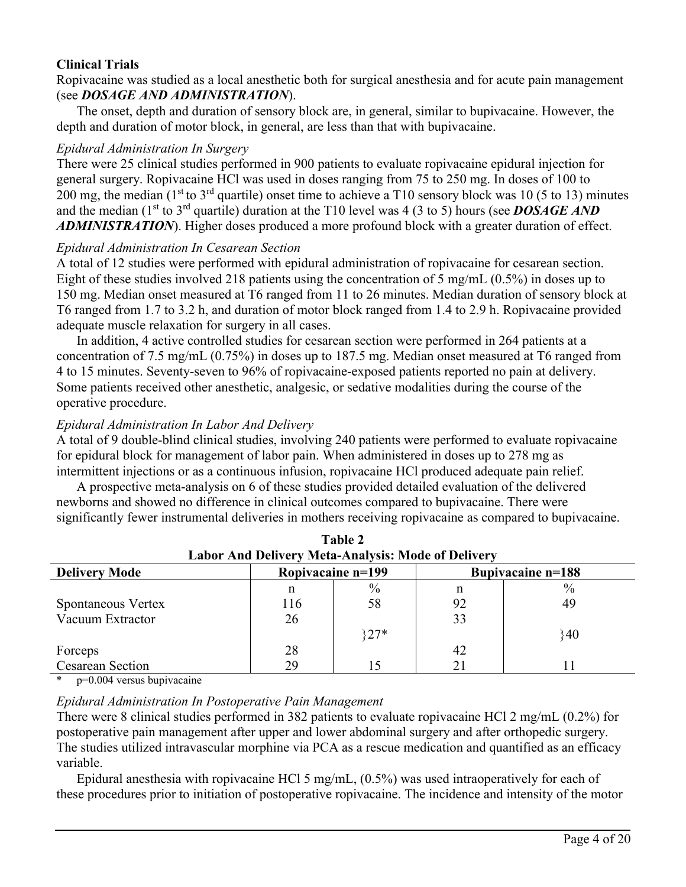**Clinical Trials**

Ropivacaine was studied as a local anesthetic both for surgical anesthesia and for acute pain management (see ***DOSAGE AND ADMINISTRATION***).

The onset, depth and duration of sensory block are, in general, similar to bupivacaine. However, the depth and duration of motor block, in general, are less than that with bupivacaine.

*Epidural Administration In Surgery*

There were 25 clinical studies performed in 900 patients to evaluate ropivacaine epidural injection for general surgery. Ropivacaine HCl was used in doses ranging from 75 to 250 mg. In doses of 100 to 200 mg, the median (1st to 3rd quartile) onset time to achieve a T10 sensory block was 10 (5 to 13) minutes and the median (1st to 3rd quartile) duration at the T10 level was 4 (3 to 5) hours (see ***DOSAGE AND ADMINISTRATION***). Higher doses produced a more profound block with a greater duration of effect.

*Epidural Administration In Cesarean Section*

A total of 12 studies were performed with epidural administration of ropivacaine for cesarean section. Eight of these studies involved 218 patients using the concentration of 5 mg/mL (0.5%) in doses up to 150 mg. Median onset measured at T6 ranged from 11 to 26 minutes. Median duration of sensory block at T6 ranged from 1.7 to 3.2 h, and duration of motor block ranged from 1.4 to 2.9 h. Ropivacaine provided adequate muscle relaxation for surgery in all cases.

In addition, 4 active controlled studies for cesarean section were performed in 264 patients at a concentration of 7.5 mg/mL (0.75%) in doses up to 187.5 mg. Median onset measured at T6 ranged from 4 to 15 minutes. Seventy-seven to 96% of ropivacaine-exposed patients reported no pain at delivery. Some patients received other anesthetic, analgesic, or sedative modalities during the course of the operative procedure.

*Epidural Administration In Labor And Delivery*

A total of 9 double-blind clinical studies, involving 240 patients were performed to evaluate ropivacaine for epidural block for management of labor pain. When administered in doses up to 278 mg as intermittent injections or as a continuous infusion, ropivacaine HCl produced adequate pain relief.

A prospective meta-analysis on 6 of these studies provided detailed evaluation of the delivered newborns and showed no difference in clinical outcomes compared to bupivacaine. There were significantly fewer instrumental deliveries in mothers receiving ropivacaine as compared to bupivacaine.

**Table 2**
**Labor And Delivery Meta-Analysis: Mode of Delivery**

| Delivery Mode | Ropivacaine n=199 | | Bupivacaine n=188 | |
|---|---|---|---|---|
| | n | % | n | % |
| Spontaneous Vertex | 116 | 58 | 92 | 49 |
| Vacuum Extractor | 26 | }27* | 33 | }40 |
| Forceps | 28 | | 42 | |
| Cesarean Section | 29 | 15 | 21 | 11 |

\* p=0.004 versus bupivacaine

*Epidural Administration In Postoperative Pain Management*

There were 8 clinical studies performed in 382 patients to evaluate ropivacaine HCl 2 mg/mL (0.2%) for postoperative pain management after upper and lower abdominal surgery and after orthopedic surgery. The studies utilized intravascular morphine via PCA as a rescue medication and quantified as an efficacy variable.

Epidural anesthesia with ropivacaine HCl 5 mg/mL, (0.5%) was used intraoperatively for each of these procedures prior to initiation of postoperative ropivacaine. The incidence and intensity of the motor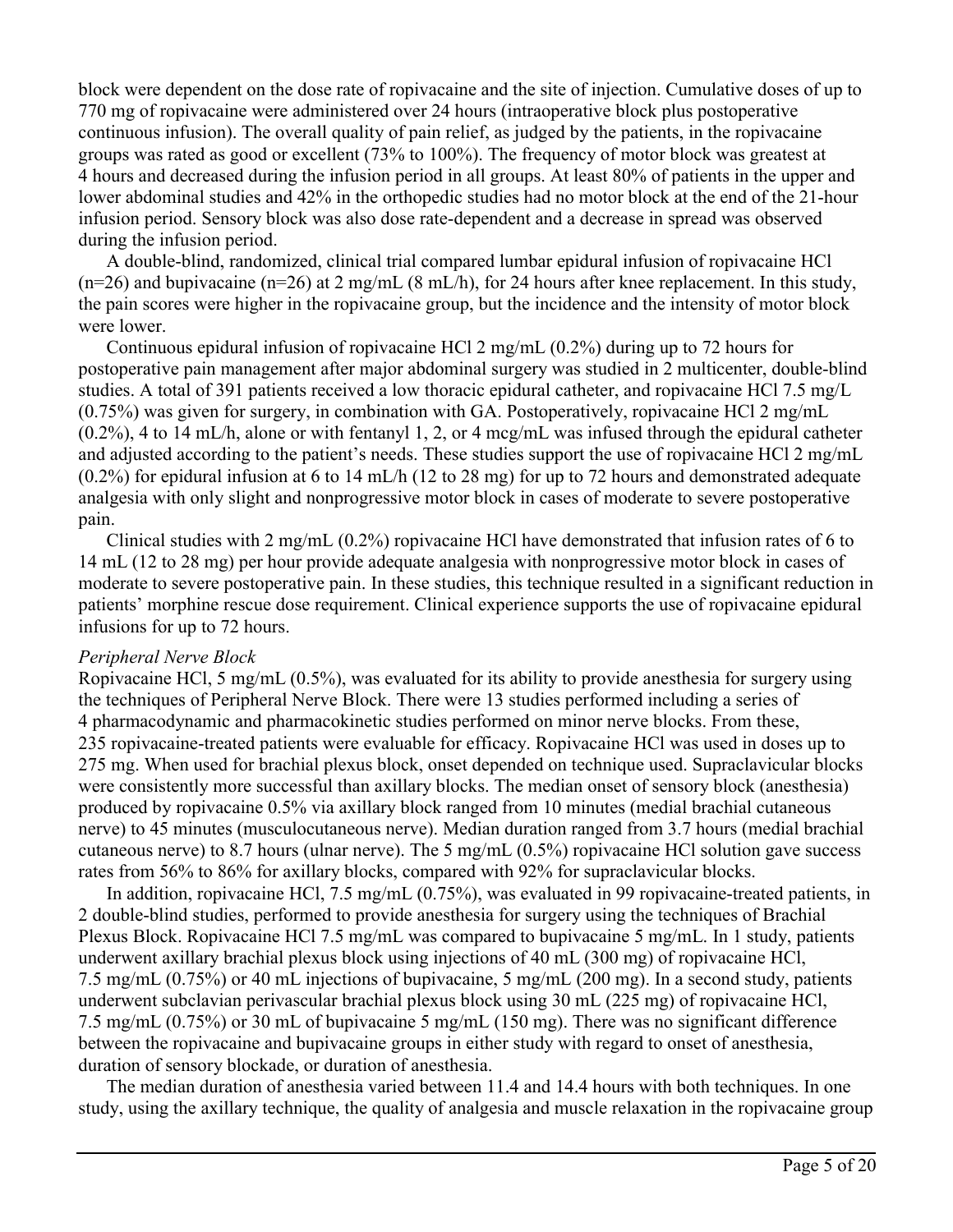block were dependent on the dose rate of ropivacaine and the site of injection. Cumulative doses of up to 770 mg of ropivacaine were administered over 24 hours (intraoperative block plus postoperative continuous infusion). The overall quality of pain relief, as judged by the patients, in the ropivacaine groups was rated as good or excellent (73% to 100%). The frequency of motor block was greatest at 4 hours and decreased during the infusion period in all groups. At least 80% of patients in the upper and lower abdominal studies and 42% in the orthopedic studies had no motor block at the end of the 21-hour infusion period. Sensory block was also dose rate-dependent and a decrease in spread was observed during the infusion period.

A double-blind, randomized, clinical trial compared lumbar epidural infusion of ropivacaine HCl (n=26) and bupivacaine (n=26) at 2 mg/mL (8 mL/h), for 24 hours after knee replacement. In this study, the pain scores were higher in the ropivacaine group, but the incidence and the intensity of motor block were lower.

Continuous epidural infusion of ropivacaine HCl 2 mg/mL (0.2%) during up to 72 hours for postoperative pain management after major abdominal surgery was studied in 2 multicenter, double-blind studies. A total of 391 patients received a low thoracic epidural catheter, and ropivacaine HCl 7.5 mg/L (0.75%) was given for surgery, in combination with GA. Postoperatively, ropivacaine HCl 2 mg/mL (0.2%), 4 to 14 mL/h, alone or with fentanyl 1, 2, or 4 mcg/mL was infused through the epidural catheter and adjusted according to the patient's needs. These studies support the use of ropivacaine HCl 2 mg/mL (0.2%) for epidural infusion at 6 to 14 mL/h (12 to 28 mg) for up to 72 hours and demonstrated adequate analgesia with only slight and nonprogressive motor block in cases of moderate to severe postoperative pain.

Clinical studies with 2 mg/mL (0.2%) ropivacaine HCl have demonstrated that infusion rates of 6 to 14 mL (12 to 28 mg) per hour provide adequate analgesia with nonprogressive motor block in cases of moderate to severe postoperative pain. In these studies, this technique resulted in a significant reduction in patients' morphine rescue dose requirement. Clinical experience supports the use of ropivacaine epidural infusions for up to 72 hours.

*Peripheral Nerve Block*

Ropivacaine HCl, 5 mg/mL (0.5%), was evaluated for its ability to provide anesthesia for surgery using the techniques of Peripheral Nerve Block. There were 13 studies performed including a series of 4 pharmacodynamic and pharmacokinetic studies performed on minor nerve blocks. From these, 235 ropivacaine-treated patients were evaluable for efficacy. Ropivacaine HCl was used in doses up to 275 mg. When used for brachial plexus block, onset depended on technique used. Supraclavicular blocks were consistently more successful than axillary blocks. The median onset of sensory block (anesthesia) produced by ropivacaine 0.5% via axillary block ranged from 10 minutes (medial brachial cutaneous nerve) to 45 minutes (musculocutaneous nerve). Median duration ranged from 3.7 hours (medial brachial cutaneous nerve) to 8.7 hours (ulnar nerve). The 5 mg/mL (0.5%) ropivacaine HCl solution gave success rates from 56% to 86% for axillary blocks, compared with 92% for supraclavicular blocks.

In addition, ropivacaine HCl, 7.5 mg/mL (0.75%), was evaluated in 99 ropivacaine-treated patients, in 2 double-blind studies, performed to provide anesthesia for surgery using the techniques of Brachial Plexus Block. Ropivacaine HCl 7.5 mg/mL was compared to bupivacaine 5 mg/mL. In 1 study, patients underwent axillary brachial plexus block using injections of 40 mL (300 mg) of ropivacaine HCl, 7.5 mg/mL (0.75%) or 40 mL injections of bupivacaine, 5 mg/mL (200 mg). In a second study, patients underwent subclavian perivascular brachial plexus block using 30 mL (225 mg) of ropivacaine HCl, 7.5 mg/mL (0.75%) or 30 mL of bupivacaine 5 mg/mL (150 mg). There was no significant difference between the ropivacaine and bupivacaine groups in either study with regard to onset of anesthesia, duration of sensory blockade, or duration of anesthesia.

The median duration of anesthesia varied between 11.4 and 14.4 hours with both techniques. In one study, using the axillary technique, the quality of analgesia and muscle relaxation in the ropivacaine group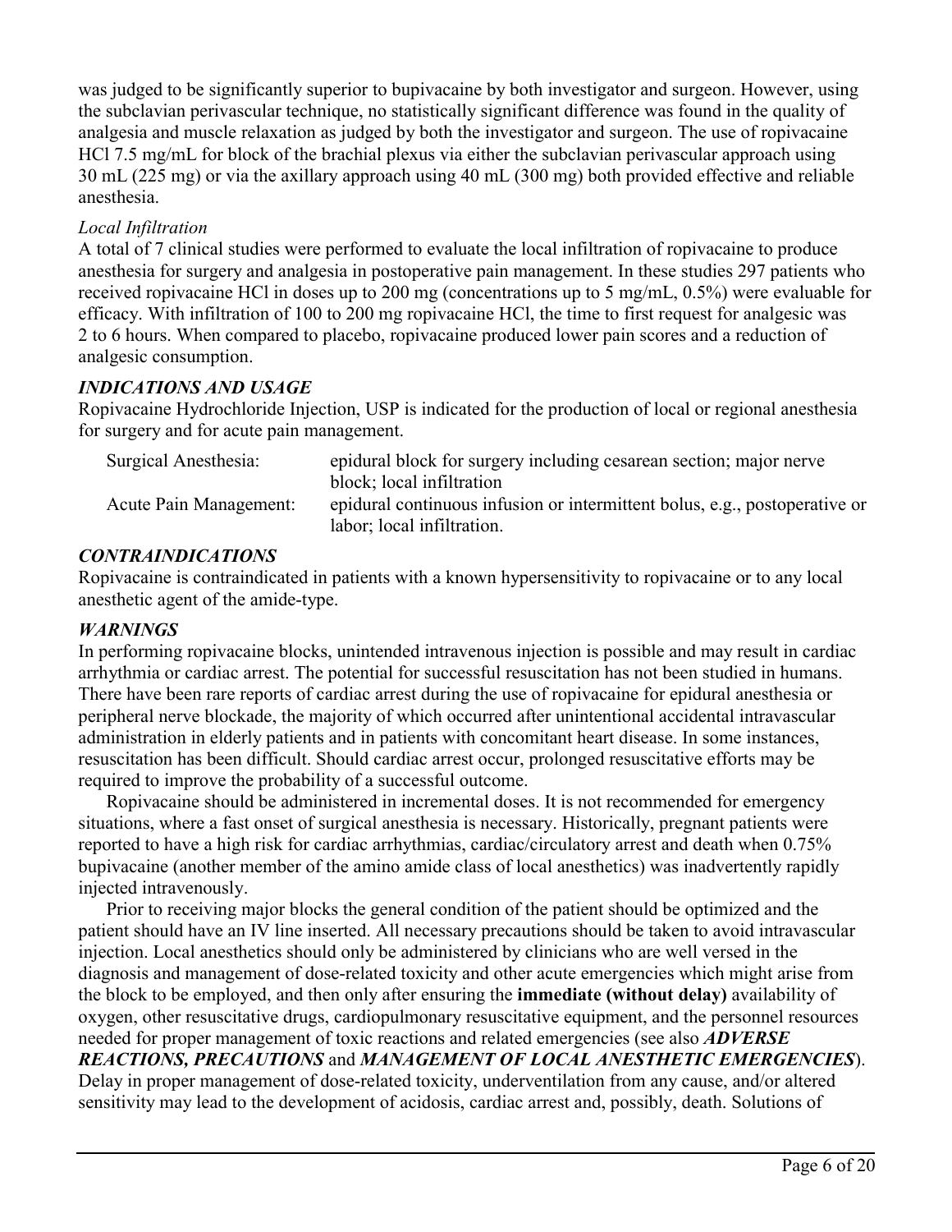was judged to be significantly superior to bupivacaine by both investigator and surgeon. However, using the subclavian perivascular technique, no statistically significant difference was found in the quality of analgesia and muscle relaxation as judged by both the investigator and surgeon. The use of ropivacaine HCl 7.5 mg/mL for block of the brachial plexus via either the subclavian perivascular approach using 30 mL (225 mg) or via the axillary approach using 40 mL (300 mg) both provided effective and reliable anesthesia.

*Local Infiltration*

A total of 7 clinical studies were performed to evaluate the local infiltration of ropivacaine to produce anesthesia for surgery and analgesia in postoperative pain management. In these studies 297 patients who received ropivacaine HCl in doses up to 200 mg (concentrations up to 5 mg/mL, 0.5%) were evaluable for efficacy. With infiltration of 100 to 200 mg ropivacaine HCl, the time to first request for analgesic was 2 to 6 hours. When compared to placebo, ropivacaine produced lower pain scores and a reduction of analgesic consumption.

## *INDICATIONS AND USAGE*

Ropivacaine Hydrochloride Injection, USP is indicated for the production of local or regional anesthesia for surgery and for acute pain management.

| | |
|---|---|
| Surgical Anesthesia: | epidural block for surgery including cesarean section; major nerve block; local infiltration |
| Acute Pain Management: | epidural continuous infusion or intermittent bolus, e.g., postoperative or labor; local infiltration. |

## *CONTRAINDICATIONS*

Ropivacaine is contraindicated in patients with a known hypersensitivity to ropivacaine or to any local anesthetic agent of the amide-type.

## *WARNINGS*

In performing ropivacaine blocks, unintended intravenous injection is possible and may result in cardiac arrhythmia or cardiac arrest. The potential for successful resuscitation has not been studied in humans. There have been rare reports of cardiac arrest during the use of ropivacaine for epidural anesthesia or peripheral nerve blockade, the majority of which occurred after unintentional accidental intravascular administration in elderly patients and in patients with concomitant heart disease. In some instances, resuscitation has been difficult. Should cardiac arrest occur, prolonged resuscitative efforts may be required to improve the probability of a successful outcome.

Ropivacaine should be administered in incremental doses. It is not recommended for emergency situations, where a fast onset of surgical anesthesia is necessary. Historically, pregnant patients were reported to have a high risk for cardiac arrhythmias, cardiac/circulatory arrest and death when 0.75% bupivacaine (another member of the amino amide class of local anesthetics) was inadvertently rapidly injected intravenously.

Prior to receiving major blocks the general condition of the patient should be optimized and the patient should have an IV line inserted. All necessary precautions should be taken to avoid intravascular injection. Local anesthetics should only be administered by clinicians who are well versed in the diagnosis and management of dose-related toxicity and other acute emergencies which might arise from the block to be employed, and then only after ensuring the **immediate (without delay)** availability of oxygen, other resuscitative drugs, cardiopulmonary resuscitative equipment, and the personnel resources needed for proper management of toxic reactions and related emergencies (see also ***ADVERSE REACTIONS, PRECAUTIONS*** and ***MANAGEMENT OF LOCAL ANESTHETIC EMERGENCIES***). Delay in proper management of dose-related toxicity, underventilation from any cause, and/or altered sensitivity may lead to the development of acidosis, cardiac arrest and, possibly, death. Solutions of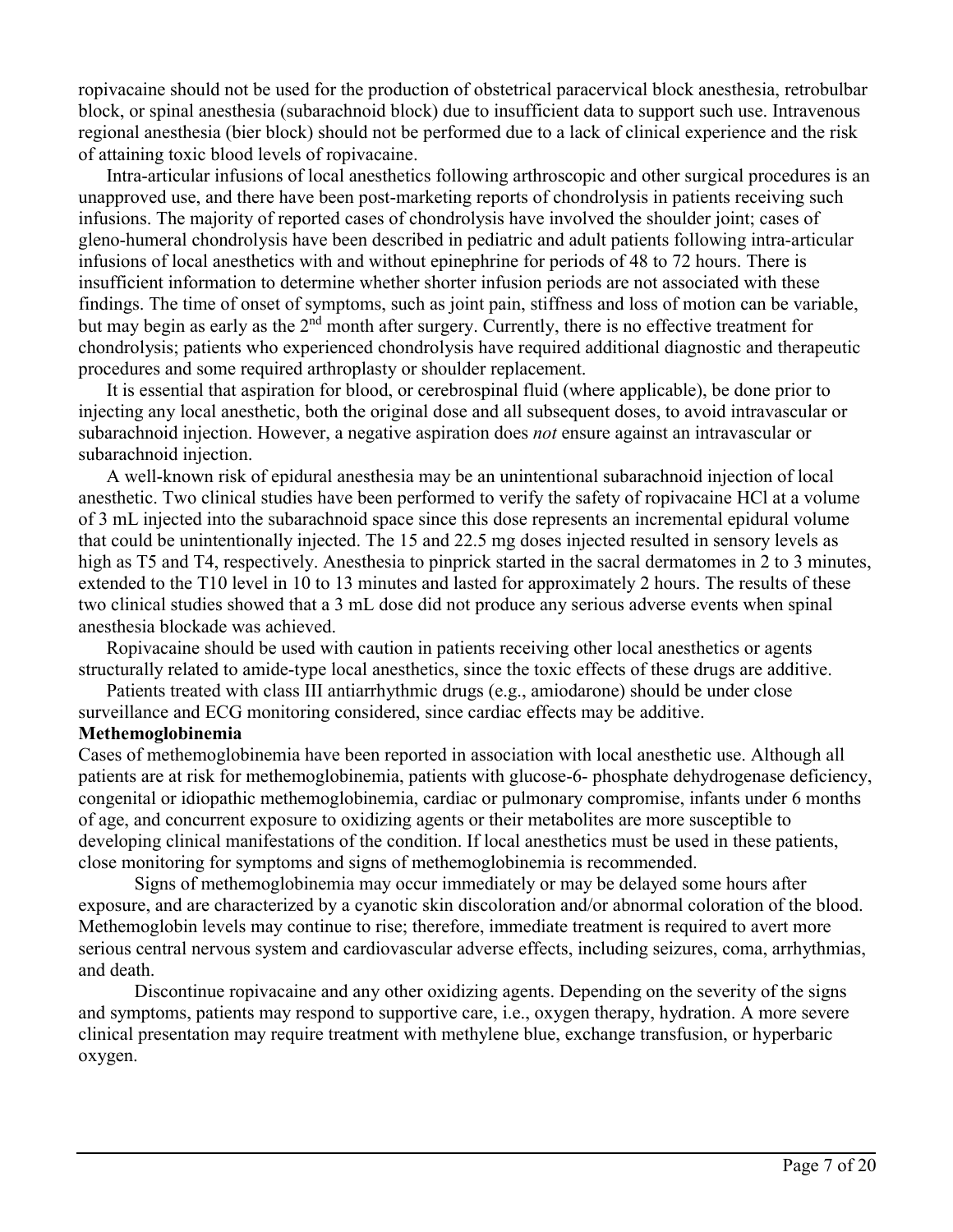ropivacaine should not be used for the production of obstetrical paracervical block anesthesia, retrobulbar block, or spinal anesthesia (subarachnoid block) due to insufficient data to support such use. Intravenous regional anesthesia (bier block) should not be performed due to a lack of clinical experience and the risk of attaining toxic blood levels of ropivacaine.

Intra-articular infusions of local anesthetics following arthroscopic and other surgical procedures is an unapproved use, and there have been post-marketing reports of chondrolysis in patients receiving such infusions. The majority of reported cases of chondrolysis have involved the shoulder joint; cases of gleno-humeral chondrolysis have been described in pediatric and adult patients following intra-articular infusions of local anesthetics with and without epinephrine for periods of 48 to 72 hours. There is insufficient information to determine whether shorter infusion periods are not associated with these findings. The time of onset of symptoms, such as joint pain, stiffness and loss of motion can be variable, but may begin as early as the 2nd month after surgery. Currently, there is no effective treatment for chondrolysis; patients who experienced chondrolysis have required additional diagnostic and therapeutic procedures and some required arthroplasty or shoulder replacement.

It is essential that aspiration for blood, or cerebrospinal fluid (where applicable), be done prior to injecting any local anesthetic, both the original dose and all subsequent doses, to avoid intravascular or subarachnoid injection. However, a negative aspiration does *not* ensure against an intravascular or subarachnoid injection.

A well-known risk of epidural anesthesia may be an unintentional subarachnoid injection of local anesthetic. Two clinical studies have been performed to verify the safety of ropivacaine HCl at a volume of 3 mL injected into the subarachnoid space since this dose represents an incremental epidural volume that could be unintentionally injected. The 15 and 22.5 mg doses injected resulted in sensory levels as high as T5 and T4, respectively. Anesthesia to pinprick started in the sacral dermatomes in 2 to 3 minutes, extended to the T10 level in 10 to 13 minutes and lasted for approximately 2 hours. The results of these two clinical studies showed that a 3 mL dose did not produce any serious adverse events when spinal anesthesia blockade was achieved.

Ropivacaine should be used with caution in patients receiving other local anesthetics or agents structurally related to amide-type local anesthetics, since the toxic effects of these drugs are additive.

Patients treated with class III antiarrhythmic drugs (e.g., amiodarone) should be under close surveillance and ECG monitoring considered, since cardiac effects may be additive.

**Methemoglobinemia**

Cases of methemoglobinemia have been reported in association with local anesthetic use. Although all patients are at risk for methemoglobinemia, patients with glucose-6- phosphate dehydrogenase deficiency, congenital or idiopathic methemoglobinemia, cardiac or pulmonary compromise, infants under 6 months of age, and concurrent exposure to oxidizing agents or their metabolites are more susceptible to developing clinical manifestations of the condition. If local anesthetics must be used in these patients, close monitoring for symptoms and signs of methemoglobinemia is recommended.

Signs of methemoglobinemia may occur immediately or may be delayed some hours after exposure, and are characterized by a cyanotic skin discoloration and/or abnormal coloration of the blood. Methemoglobin levels may continue to rise; therefore, immediate treatment is required to avert more serious central nervous system and cardiovascular adverse effects, including seizures, coma, arrhythmias, and death.

Discontinue ropivacaine and any other oxidizing agents. Depending on the severity of the signs and symptoms, patients may respond to supportive care, i.e., oxygen therapy, hydration. A more severe clinical presentation may require treatment with methylene blue, exchange transfusion, or hyperbaric oxygen.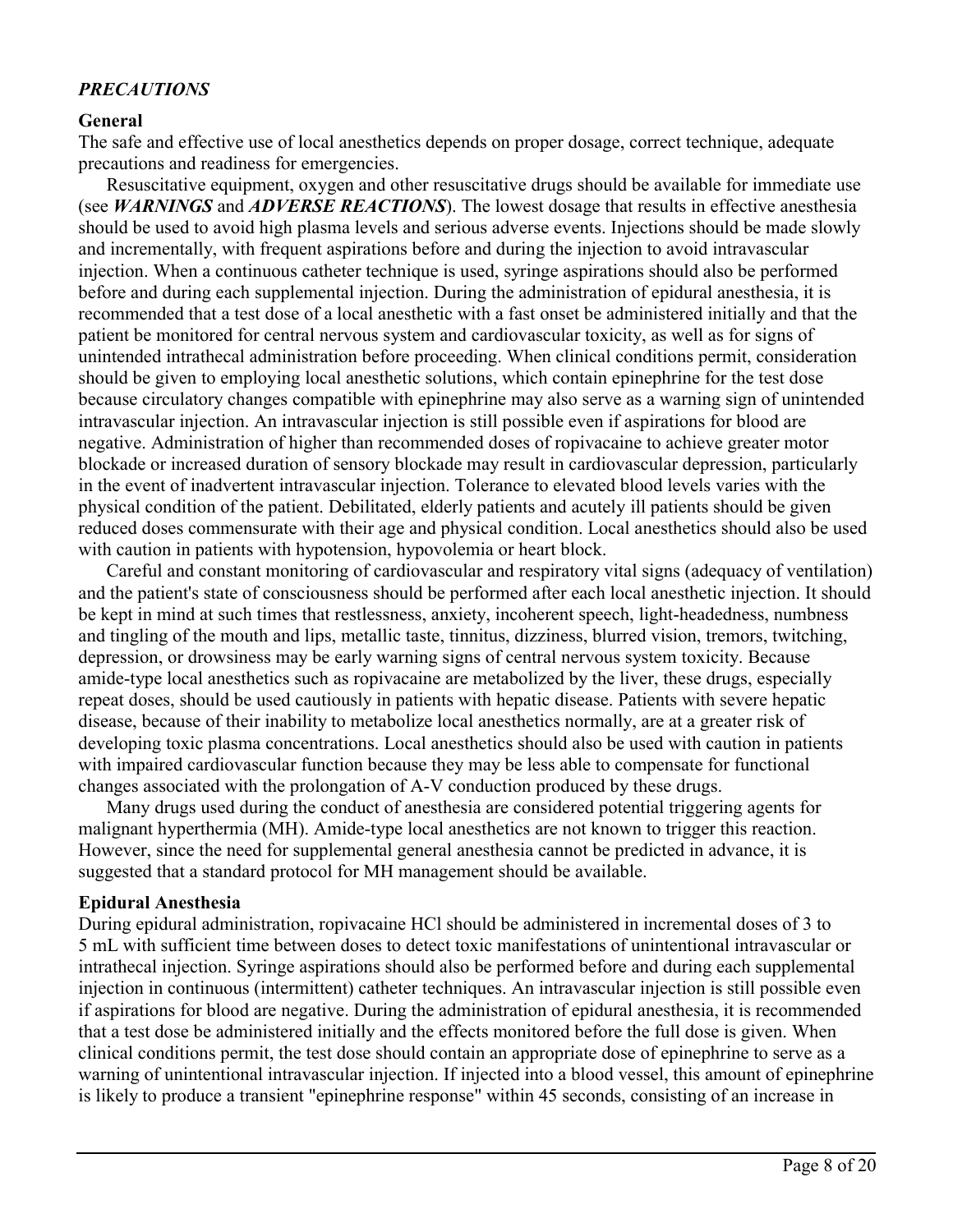### *PRECAUTIONS*

**General**

The safe and effective use of local anesthetics depends on proper dosage, correct technique, adequate precautions and readiness for emergencies.

Resuscitative equipment, oxygen and other resuscitative drugs should be available for immediate use (see ***WARNINGS*** and ***ADVERSE REACTIONS***). The lowest dosage that results in effective anesthesia should be used to avoid high plasma levels and serious adverse events. Injections should be made slowly and incrementally, with frequent aspirations before and during the injection to avoid intravascular injection. When a continuous catheter technique is used, syringe aspirations should also be performed before and during each supplemental injection. During the administration of epidural anesthesia, it is recommended that a test dose of a local anesthetic with a fast onset be administered initially and that the patient be monitored for central nervous system and cardiovascular toxicity, as well as for signs of unintended intrathecal administration before proceeding. When clinical conditions permit, consideration should be given to employing local anesthetic solutions, which contain epinephrine for the test dose because circulatory changes compatible with epinephrine may also serve as a warning sign of unintended intravascular injection. An intravascular injection is still possible even if aspirations for blood are negative. Administration of higher than recommended doses of ropivacaine to achieve greater motor blockade or increased duration of sensory blockade may result in cardiovascular depression, particularly in the event of inadvertent intravascular injection. Tolerance to elevated blood levels varies with the physical condition of the patient. Debilitated, elderly patients and acutely ill patients should be given reduced doses commensurate with their age and physical condition. Local anesthetics should also be used with caution in patients with hypotension, hypovolemia or heart block.

Careful and constant monitoring of cardiovascular and respiratory vital signs (adequacy of ventilation) and the patient's state of consciousness should be performed after each local anesthetic injection. It should be kept in mind at such times that restlessness, anxiety, incoherent speech, light-headedness, numbness and tingling of the mouth and lips, metallic taste, tinnitus, dizziness, blurred vision, tremors, twitching, depression, or drowsiness may be early warning signs of central nervous system toxicity. Because amide-type local anesthetics such as ropivacaine are metabolized by the liver, these drugs, especially repeat doses, should be used cautiously in patients with hepatic disease. Patients with severe hepatic disease, because of their inability to metabolize local anesthetics normally, are at a greater risk of developing toxic plasma concentrations. Local anesthetics should also be used with caution in patients with impaired cardiovascular function because they may be less able to compensate for functional changes associated with the prolongation of A-V conduction produced by these drugs.

Many drugs used during the conduct of anesthesia are considered potential triggering agents for malignant hyperthermia (MH). Amide-type local anesthetics are not known to trigger this reaction. However, since the need for supplemental general anesthesia cannot be predicted in advance, it is suggested that a standard protocol for MH management should be available.

**Epidural Anesthesia**

During epidural administration, ropivacaine HCl should be administered in incremental doses of 3 to 5 mL with sufficient time between doses to detect toxic manifestations of unintentional intravascular or intrathecal injection. Syringe aspirations should also be performed before and during each supplemental injection in continuous (intermittent) catheter techniques. An intravascular injection is still possible even if aspirations for blood are negative. During the administration of epidural anesthesia, it is recommended that a test dose be administered initially and the effects monitored before the full dose is given. When clinical conditions permit, the test dose should contain an appropriate dose of epinephrine to serve as a warning of unintentional intravascular injection. If injected into a blood vessel, this amount of epinephrine is likely to produce a transient "epinephrine response" within 45 seconds, consisting of an increase in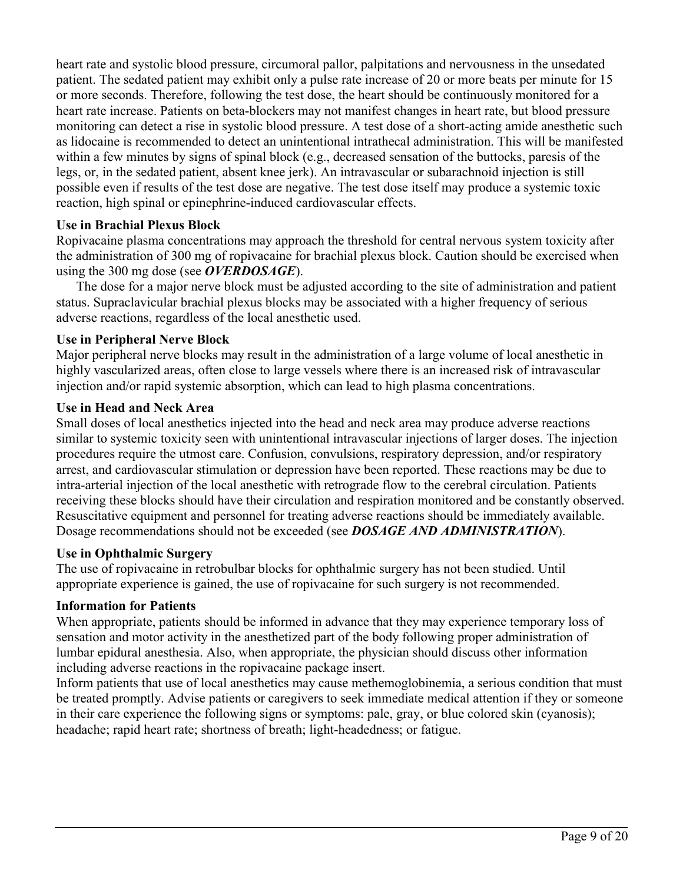heart rate and systolic blood pressure, circumoral pallor, palpitations and nervousness in the unsedated patient. The sedated patient may exhibit only a pulse rate increase of 20 or more beats per minute for 15 or more seconds. Therefore, following the test dose, the heart should be continuously monitored for a heart rate increase. Patients on beta-blockers may not manifest changes in heart rate, but blood pressure monitoring can detect a rise in systolic blood pressure. A test dose of a short-acting amide anesthetic such as lidocaine is recommended to detect an unintentional intrathecal administration. This will be manifested within a few minutes by signs of spinal block (e.g., decreased sensation of the buttocks, paresis of the legs, or, in the sedated patient, absent knee jerk). An intravascular or subarachnoid injection is still possible even if results of the test dose are negative. The test dose itself may produce a systemic toxic reaction, high spinal or epinephrine-induced cardiovascular effects.

**Use in Brachial Plexus Block**

Ropivacaine plasma concentrations may approach the threshold for central nervous system toxicity after the administration of 300 mg of ropivacaine for brachial plexus block. Caution should be exercised when using the 300 mg dose (see ***OVERDOSAGE***).

The dose for a major nerve block must be adjusted according to the site of administration and patient status. Supraclavicular brachial plexus blocks may be associated with a higher frequency of serious adverse reactions, regardless of the local anesthetic used.

**Use in Peripheral Nerve Block**

Major peripheral nerve blocks may result in the administration of a large volume of local anesthetic in highly vascularized areas, often close to large vessels where there is an increased risk of intravascular injection and/or rapid systemic absorption, which can lead to high plasma concentrations.

**Use in Head and Neck Area**

Small doses of local anesthetics injected into the head and neck area may produce adverse reactions similar to systemic toxicity seen with unintentional intravascular injections of larger doses. The injection procedures require the utmost care. Confusion, convulsions, respiratory depression, and/or respiratory arrest, and cardiovascular stimulation or depression have been reported. These reactions may be due to intra-arterial injection of the local anesthetic with retrograde flow to the cerebral circulation. Patients receiving these blocks should have their circulation and respiration monitored and be constantly observed. Resuscitative equipment and personnel for treating adverse reactions should be immediately available. Dosage recommendations should not be exceeded (see ***DOSAGE AND ADMINISTRATION***).

**Use in Ophthalmic Surgery**

The use of ropivacaine in retrobulbar blocks for ophthalmic surgery has not been studied. Until appropriate experience is gained, the use of ropivacaine for such surgery is not recommended.

**Information for Patients**

When appropriate, patients should be informed in advance that they may experience temporary loss of sensation and motor activity in the anesthetized part of the body following proper administration of lumbar epidural anesthesia. Also, when appropriate, the physician should discuss other information including adverse reactions in the ropivacaine package insert.

Inform patients that use of local anesthetics may cause methemoglobinemia, a serious condition that must be treated promptly. Advise patients or caregivers to seek immediate medical attention if they or someone in their care experience the following signs or symptoms: pale, gray, or blue colored skin (cyanosis); headache; rapid heart rate; shortness of breath; light-headedness; or fatigue.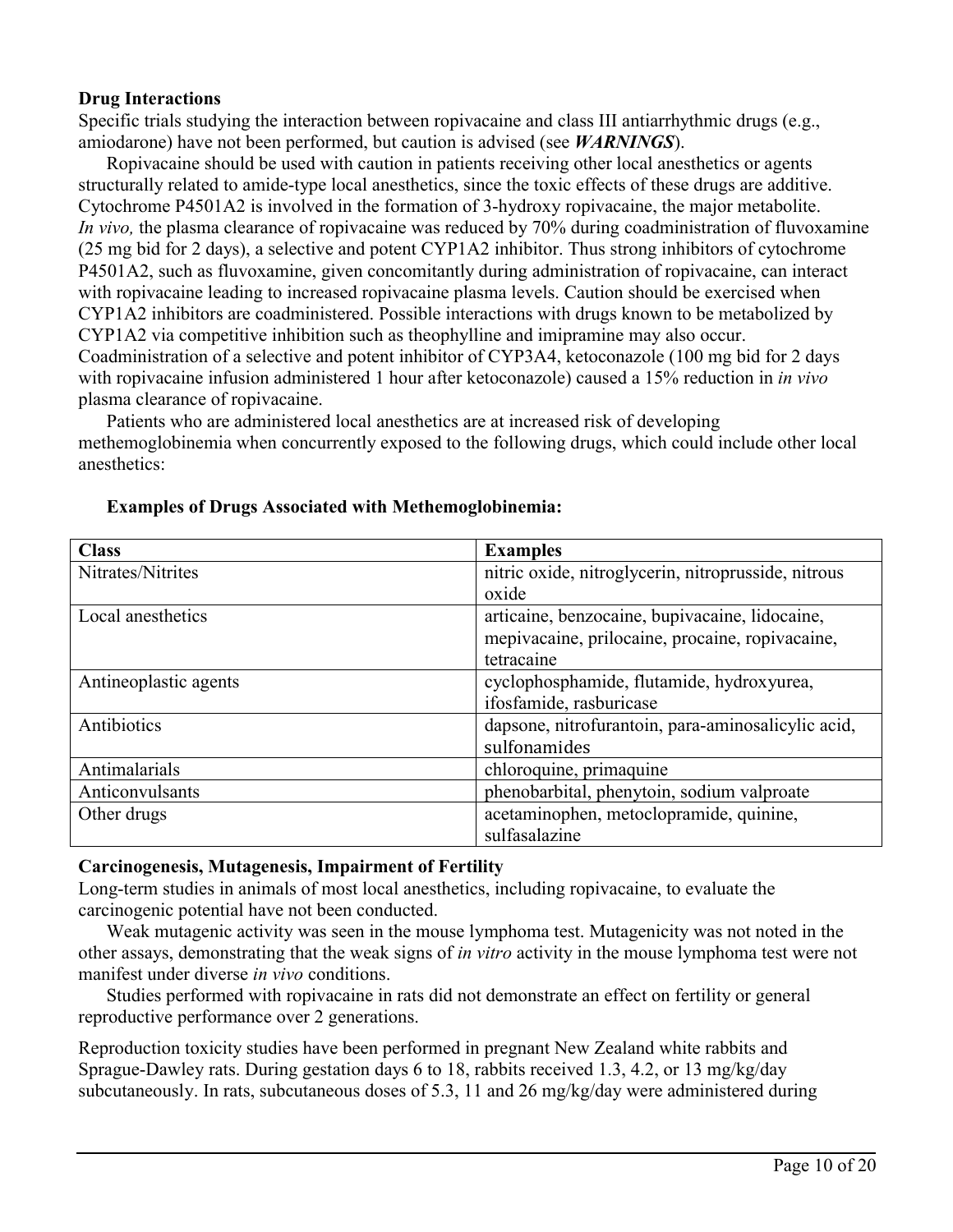**Drug Interactions**

Specific trials studying the interaction between ropivacaine and class III antiarrhythmic drugs (e.g., amiodarone) have not been performed, but caution is advised (see ***WARNINGS***).

Ropivacaine should be used with caution in patients receiving other local anesthetics or agents structurally related to amide-type local anesthetics, since the toxic effects of these drugs are additive. Cytochrome P4501A2 is involved in the formation of 3-hydroxy ropivacaine, the major metabolite. *In vivo,* the plasma clearance of ropivacaine was reduced by 70% during coadministration of fluvoxamine (25 mg bid for 2 days), a selective and potent CYP1A2 inhibitor. Thus strong inhibitors of cytochrome P4501A2, such as fluvoxamine, given concomitantly during administration of ropivacaine, can interact with ropivacaine leading to increased ropivacaine plasma levels. Caution should be exercised when CYP1A2 inhibitors are coadministered. Possible interactions with drugs known to be metabolized by CYP1A2 via competitive inhibition such as theophylline and imipramine may also occur. Coadministration of a selective and potent inhibitor of CYP3A4, ketoconazole (100 mg bid for 2 days with ropivacaine infusion administered 1 hour after ketoconazole) caused a 15% reduction in *in vivo* plasma clearance of ropivacaine.

Patients who are administered local anesthetics are at increased risk of developing methemoglobinemia when concurrently exposed to the following drugs, which could include other local anesthetics:

**Examples of Drugs Associated with Methemoglobinemia:**

| **Class** | **Examples** |
|---|---|
| Nitrates/Nitrites | nitric oxide, nitroglycerin, nitroprusside, nitrous oxide |
| Local anesthetics | articaine, benzocaine, bupivacaine, lidocaine, mepivacaine, prilocaine, procaine, ropivacaine, tetracaine |
| Antineoplastic agents | cyclophosphamide, flutamide, hydroxyurea, ifosfamide, rasburicase |
| Antibiotics | dapsone, nitrofurantoin, para-aminosalicylic acid, sulfonamides |
| Antimalarials | chloroquine, primaquine |
| Anticonvulsants | phenobarbital, phenytoin, sodium valproate |
| Other drugs | acetaminophen, metoclopramide, quinine, sulfasalazine |

**Carcinogenesis, Mutagenesis, Impairment of Fertility**

Long-term studies in animals of most local anesthetics, including ropivacaine, to evaluate the carcinogenic potential have not been conducted.

Weak mutagenic activity was seen in the mouse lymphoma test. Mutagenicity was not noted in the other assays, demonstrating that the weak signs of *in vitro* activity in the mouse lymphoma test were not manifest under diverse *in vivo* conditions.

Studies performed with ropivacaine in rats did not demonstrate an effect on fertility or general reproductive performance over 2 generations.

Reproduction toxicity studies have been performed in pregnant New Zealand white rabbits and Sprague-Dawley rats. During gestation days 6 to 18, rabbits received 1.3, 4.2, or 13 mg/kg/day subcutaneously. In rats, subcutaneous doses of 5.3, 11 and 26 mg/kg/day were administered during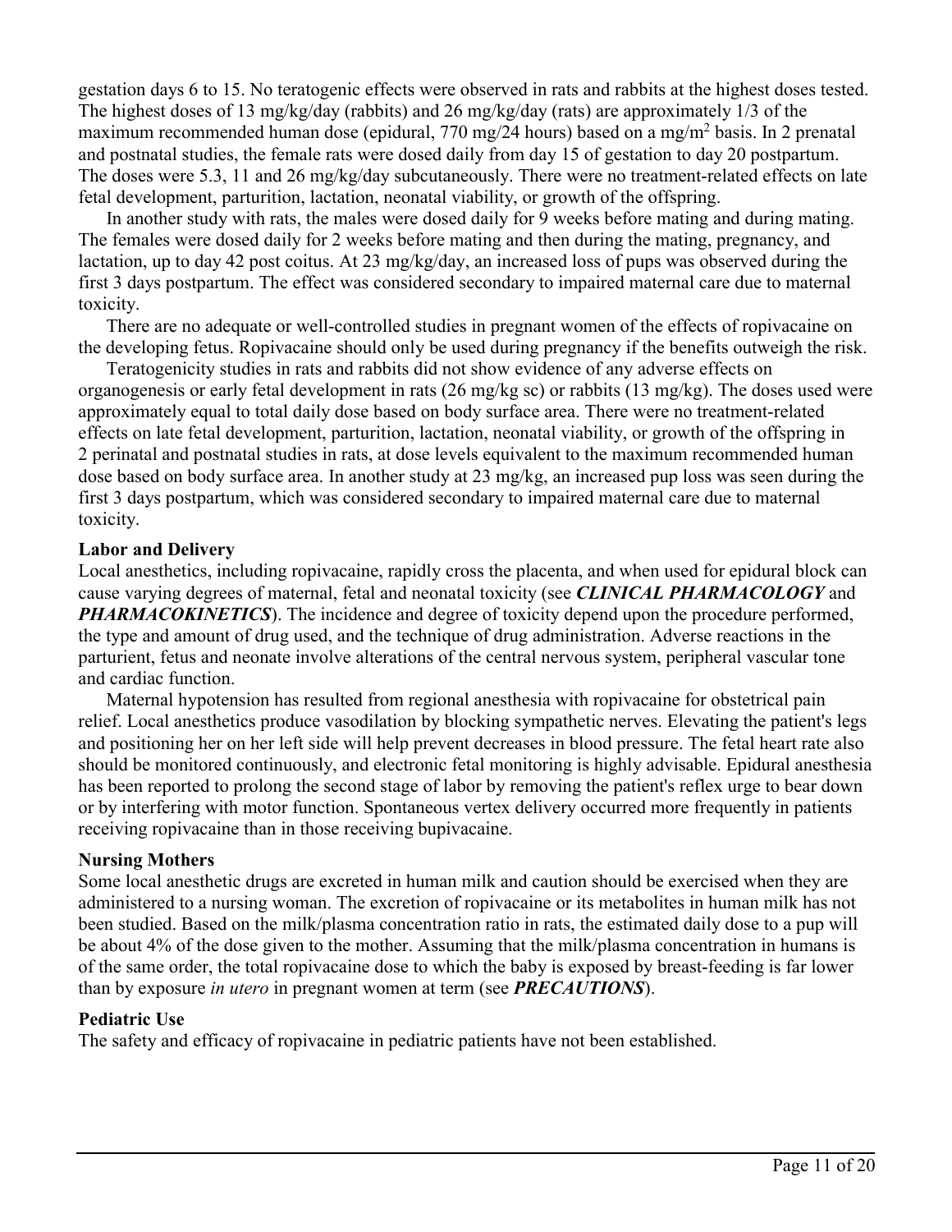gestation days 6 to 15. No teratogenic effects were observed in rats and rabbits at the highest doses tested. The highest doses of 13 mg/kg/day (rabbits) and 26 mg/kg/day (rats) are approximately 1/3 of the maximum recommended human dose (epidural, 770 mg/24 hours) based on a $mg/m^2$ basis. In 2 prenatal and postnatal studies, the female rats were dosed daily from day 15 of gestation to day 20 postpartum. The doses were 5.3, 11 and 26 mg/kg/day subcutaneously. There were no treatment-related effects on late fetal development, parturition, lactation, neonatal viability, or growth of the offspring.

In another study with rats, the males were dosed daily for 9 weeks before mating and during mating. The females were dosed daily for 2 weeks before mating and then during the mating, pregnancy, and lactation, up to day 42 post coitus. At 23 mg/kg/day, an increased loss of pups was observed during the first 3 days postpartum. The effect was considered secondary to impaired maternal care due to maternal toxicity.

There are no adequate or well-controlled studies in pregnant women of the effects of ropivacaine on the developing fetus. Ropivacaine should only be used during pregnancy if the benefits outweigh the risk.

Teratogenicity studies in rats and rabbits did not show evidence of any adverse effects on organogenesis or early fetal development in rats (26 mg/kg sc) or rabbits (13 mg/kg). The doses used were approximately equal to total daily dose based on body surface area. There were no treatment-related effects on late fetal development, parturition, lactation, neonatal viability, or growth of the offspring in 2 perinatal and postnatal studies in rats, at dose levels equivalent to the maximum recommended human dose based on body surface area. In another study at 23 mg/kg, an increased pup loss was seen during the first 3 days postpartum, which was considered secondary to impaired maternal care due to maternal toxicity.

**Labor and Delivery**

Local anesthetics, including ropivacaine, rapidly cross the placenta, and when used for epidural block can cause varying degrees of maternal, fetal and neonatal toxicity (see ***CLINICAL PHARMACOLOGY*** and ***PHARMACOKINETICS***). The incidence and degree of toxicity depend upon the procedure performed, the type and amount of drug used, and the technique of drug administration. Adverse reactions in the parturient, fetus and neonate involve alterations of the central nervous system, peripheral vascular tone and cardiac function.

Maternal hypotension has resulted from regional anesthesia with ropivacaine for obstetrical pain relief. Local anesthetics produce vasodilation by blocking sympathetic nerves. Elevating the patient's legs and positioning her on her left side will help prevent decreases in blood pressure. The fetal heart rate also should be monitored continuously, and electronic fetal monitoring is highly advisable. Epidural anesthesia has been reported to prolong the second stage of labor by removing the patient's reflex urge to bear down or by interfering with motor function. Spontaneous vertex delivery occurred more frequently in patients receiving ropivacaine than in those receiving bupivacaine.

**Nursing Mothers**

Some local anesthetic drugs are excreted in human milk and caution should be exercised when they are administered to a nursing woman. The excretion of ropivacaine or its metabolites in human milk has not been studied. Based on the milk/plasma concentration ratio in rats, the estimated daily dose to a pup will be about 4% of the dose given to the mother. Assuming that the milk/plasma concentration in humans is of the same order, the total ropivacaine dose to which the baby is exposed by breast-feeding is far lower than by exposure *in utero* in pregnant women at term (see ***PRECAUTIONS***).

**Pediatric Use**

The safety and efficacy of ropivacaine in pediatric patients have not been established.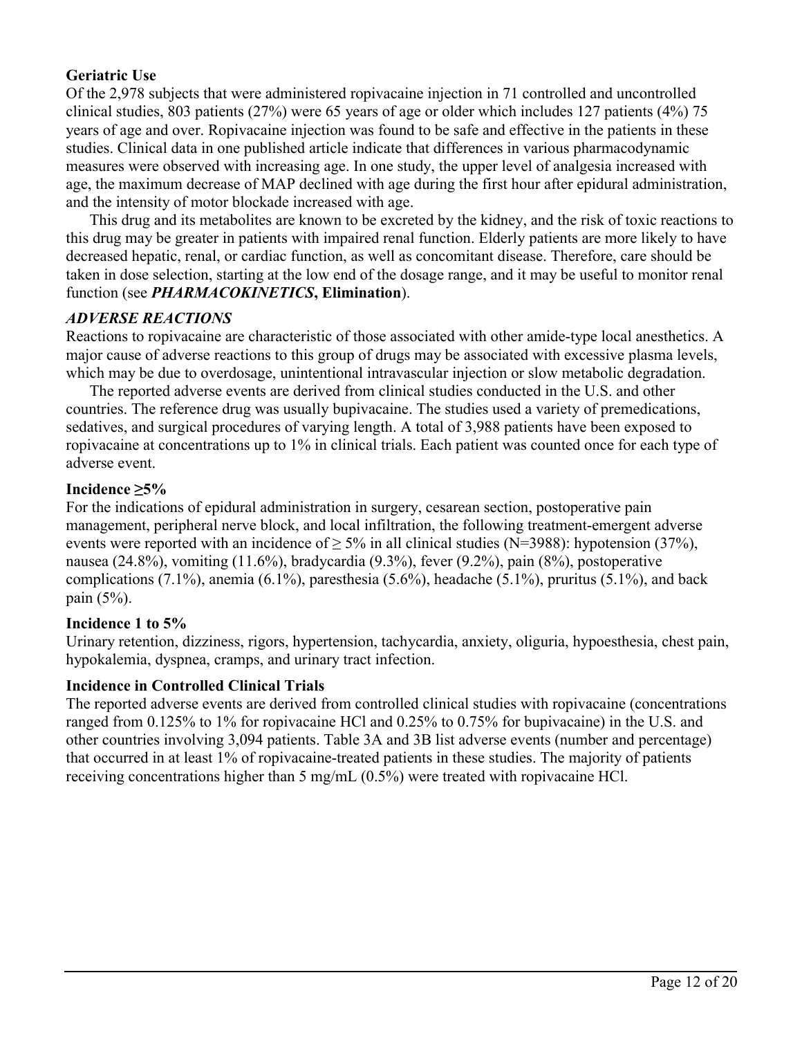**Geriatric Use**

Of the 2,978 subjects that were administered ropivacaine injection in 71 controlled and uncontrolled clinical studies, 803 patients (27%) were 65 years of age or older which includes 127 patients (4%) 75 years of age and over. Ropivacaine injection was found to be safe and effective in the patients in these studies. Clinical data in one published article indicate that differences in various pharmacodynamic measures were observed with increasing age. In one study, the upper level of analgesia increased with age, the maximum decrease of MAP declined with age during the first hour after epidural administration, and the intensity of motor blockade increased with age.

This drug and its metabolites are known to be excreted by the kidney, and the risk of toxic reactions to this drug may be greater in patients with impaired renal function. Elderly patients are more likely to have decreased hepatic, renal, or cardiac function, as well as concomitant disease. Therefore, care should be taken in dose selection, starting at the low end of the dosage range, and it may be useful to monitor renal function (see ***PHARMACOKINETICS*****, Elimination**).

## *ADVERSE REACTIONS*

Reactions to ropivacaine are characteristic of those associated with other amide-type local anesthetics. A major cause of adverse reactions to this group of drugs may be associated with excessive plasma levels, which may be due to overdosage, unintentional intravascular injection or slow metabolic degradation.

The reported adverse events are derived from clinical studies conducted in the U.S. and other countries. The reference drug was usually bupivacaine. The studies used a variety of premedications, sedatives, and surgical procedures of varying length. A total of 3,988 patients have been exposed to ropivacaine at concentrations up to 1% in clinical trials. Each patient was counted once for each type of adverse event.

**Incidence ≥5%**

For the indications of epidural administration in surgery, cesarean section, postoperative pain management, peripheral nerve block, and local infiltration, the following treatment-emergent adverse events were reported with an incidence of ≥ 5% in all clinical studies (N=3988): hypotension (37%), nausea (24.8%), vomiting (11.6%), bradycardia (9.3%), fever (9.2%), pain (8%), postoperative complications (7.1%), anemia (6.1%), paresthesia (5.6%), headache (5.1%), pruritus (5.1%), and back pain (5%).

**Incidence 1 to 5%**

Urinary retention, dizziness, rigors, hypertension, tachycardia, anxiety, oliguria, hypoesthesia, chest pain, hypokalemia, dyspnea, cramps, and urinary tract infection.

**Incidence in Controlled Clinical Trials**

The reported adverse events are derived from controlled clinical studies with ropivacaine (concentrations ranged from 0.125% to 1% for ropivacaine HCl and 0.25% to 0.75% for bupivacaine) in the U.S. and other countries involving 3,094 patients. Table 3A and 3B list adverse events (number and percentage) that occurred in at least 1% of ropivacaine-treated patients in these studies. The majority of patients receiving concentrations higher than 5 mg/mL (0.5%) were treated with ropivacaine HCl.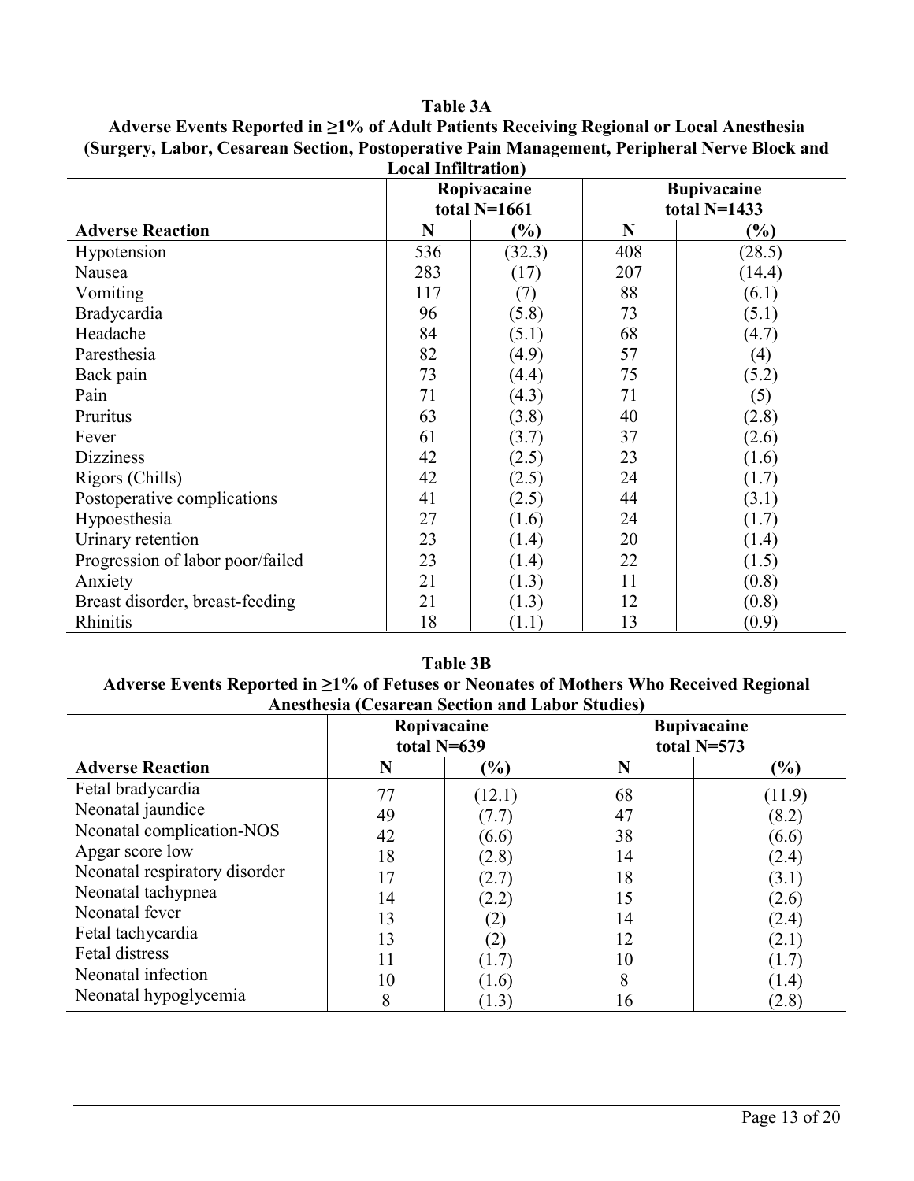**Table 3A**

**Adverse Events Reported in ≥1% of Adult Patients Receiving Regional or Local Anesthesia (Surgery, Labor, Cesarean Section, Postoperative Pain Management, Peripheral Nerve Block and Local Infiltration)**

| | Ropivacaine total N=1661 | | Bupivacaine total N=1433 | |
|---|---|---|---|---|
| **Adverse Reaction** | **N** | **(%)** | **N** | **(%)** |
| Hypotension | 536 | (32.3) | 408 | (28.5) |
| Nausea | 283 | (17) | 207 | (14.4) |
| Vomiting | 117 | (7) | 88 | (6.1) |
| Bradycardia | 96 | (5.8) | 73 | (5.1) |
| Headache | 84 | (5.1) | 68 | (4.7) |
| Paresthesia | 82 | (4.9) | 57 | (4) |
| Back pain | 73 | (4.4) | 75 | (5.2) |
| Pain | 71 | (4.3) | 71 | (5) |
| Pruritus | 63 | (3.8) | 40 | (2.8) |
| Fever | 61 | (3.7) | 37 | (2.6) |
| Dizziness | 42 | (2.5) | 23 | (1.6) |
| Rigors (Chills) | 42 | (2.5) | 24 | (1.7) |
| Postoperative complications | 41 | (2.5) | 44 | (3.1) |
| Hypoesthesia | 27 | (1.6) | 24 | (1.7) |
| Urinary retention | 23 | (1.4) | 20 | (1.4) |
| Progression of labor poor/failed | 23 | (1.4) | 22 | (1.5) |
| Anxiety | 21 | (1.3) | 11 | (0.8) |
| Breast disorder, breast-feeding | 21 | (1.3) | 12 | (0.8) |
| Rhinitis | 18 | (1.1) | 13 | (0.9) |

**Table 3B**

**Adverse Events Reported in ≥1% of Fetuses or Neonates of Mothers Who Received Regional Anesthesia (Cesarean Section and Labor Studies)**

| | Ropivacaine total N=639 | | Bupivacaine total N=573 | |
|---|---|---|---|---|
| **Adverse Reaction** | **N** | **(%)** | **N** | **(%)** |
| Fetal bradycardia | 77 | (12.1) | 68 | (11.9) |
| Neonatal jaundice | 49 | (7.7) | 47 | (8.2) |
| Neonatal complication-NOS | 42 | (6.6) | 38 | (6.6) |
| Apgar score low | 18 | (2.8) | 14 | (2.4) |
| Neonatal respiratory disorder | 17 | (2.7) | 18 | (3.1) |
| Neonatal tachypnea | 14 | (2.2) | 15 | (2.6) |
| Neonatal fever | 13 | (2) | 14 | (2.4) |
| Fetal tachycardia | 13 | (2) | 12 | (2.1) |
| Fetal distress | 11 | (1.7) | 10 | (1.7) |
| Neonatal infection | 10 | (1.6) | 8 | (1.4) |
| Neonatal hypoglycemia | 8 | (1.3) | 16 | (2.8) |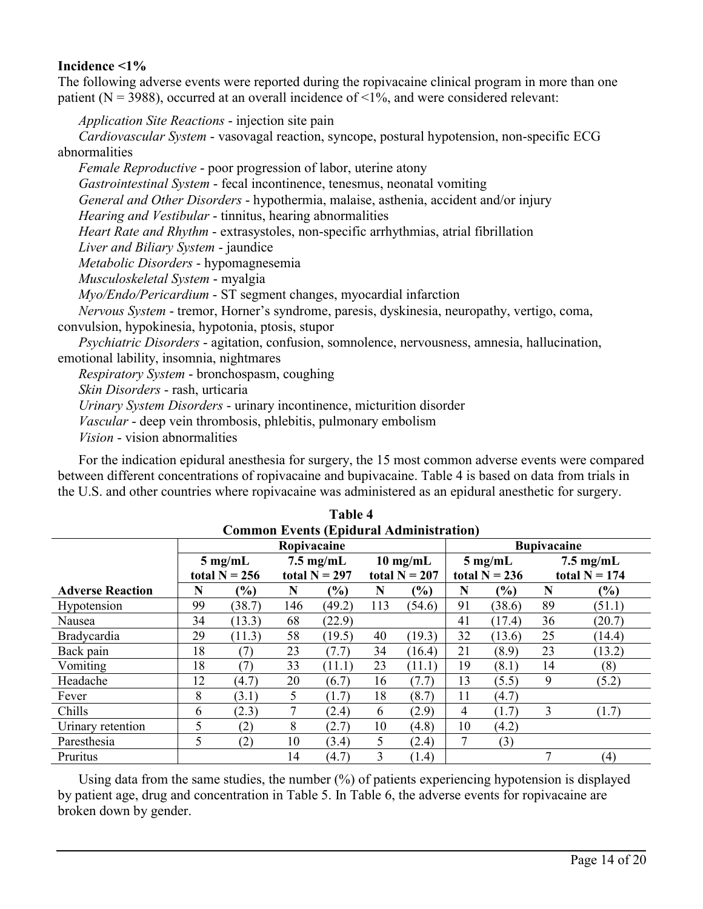**Incidence <1%**

The following adverse events were reported during the ropivacaine clinical program in more than one patient (N = 3988), occurred at an overall incidence of <1%, and were considered relevant:

*Application Site Reactions* - injection site pain

*Cardiovascular System* - vasovagal reaction, syncope, postural hypotension, non-specific ECG abnormalities

*Female Reproductive* - poor progression of labor, uterine atony

*Gastrointestinal System* - fecal incontinence, tenesmus, neonatal vomiting

*General and Other Disorders* - hypothermia, malaise, asthenia, accident and/or injury

*Hearing and Vestibular* - tinnitus, hearing abnormalities

*Heart Rate and Rhythm* - extrasystoles, non-specific arrhythmias, atrial fibrillation

*Liver and Biliary System* - jaundice

*Metabolic Disorders* - hypomagnesemia

*Musculoskeletal System* - myalgia

*Myo/Endo/Pericardium* - ST segment changes, myocardial infarction

*Nervous System* - tremor, Horner's syndrome, paresis, dyskinesia, neuropathy, vertigo, coma, convulsion, hypokinesia, hypotonia, ptosis, stupor

*Psychiatric Disorders* - agitation, confusion, somnolence, nervousness, amnesia, hallucination, emotional lability, insomnia, nightmares

*Respiratory System* - bronchospasm, coughing

*Skin Disorders* - rash, urticaria

*Urinary System Disorders* - urinary incontinence, micturition disorder

*Vascular* - deep vein thrombosis, phlebitis, pulmonary embolism

*Vision* - vision abnormalities

For the indication epidural anesthesia for surgery, the 15 most common adverse events were compared between different concentrations of ropivacaine and bupivacaine. Table 4 is based on data from trials in the U.S. and other countries where ropivacaine was administered as an epidural anesthetic for surgery.

**Table 4**
**Common Events (Epidural Administration)**

| | **Ropivacaine** | | | | | | **Bupivacaine** | | | |
|---|---|---|---|---|---|---|---|---|---|---|
| | **5 mg/mL total N = 256** | | **7.5 mg/mL total N = 297** | | **10 mg/mL total N = 207** | | **5 mg/mL total N = 236** | | **7.5 mg/mL total N = 174** | |
| **Adverse Reaction** | **N** | **(%)** | **N** | **(%)** | **N** | **(%)** | **N** | **(%)** | **N** | **(%)** |
| Hypotension | 99 | (38.7) | 146 | (49.2) | 113 | (54.6) | 91 | (38.6) | 89 | (51.1) |
| Nausea | 34 | (13.3) | 68 | (22.9) | | | 41 | (17.4) | 36 | (20.7) |
| Bradycardia | 29 | (11.3) | 58 | (19.5) | 40 | (19.3) | 32 | (13.6) | 25 | (14.4) |
| Back pain | 18 | (7) | 23 | (7.7) | 34 | (16.4) | 21 | (8.9) | 23 | (13.2) |
| Vomiting | 18 | (7) | 33 | (11.1) | 23 | (11.1) | 19 | (8.1) | 14 | (8) |
| Headache | 12 | (4.7) | 20 | (6.7) | 16 | (7.7) | 13 | (5.5) | 9 | (5.2) |
| Fever | 8 | (3.1) | 5 | (1.7) | 18 | (8.7) | 11 | (4.7) | | |
| Chills | 6 | (2.3) | 7 | (2.4) | 6 | (2.9) | 4 | (1.7) | 3 | (1.7) |
| Urinary retention | 5 | (2) | 8 | (2.7) | 10 | (4.8) | 10 | (4.2) | | |
| Paresthesia | 5 | (2) | 10 | (3.4) | 5 | (2.4) | 7 | (3) | | |
| Pruritus | | | 14 | (4.7) | 3 | (1.4) | | | 7 | (4) |

Using data from the same studies, the number (%) of patients experiencing hypotension is displayed by patient age, drug and concentration in Table 5. In Table 6, the adverse events for ropivacaine are broken down by gender.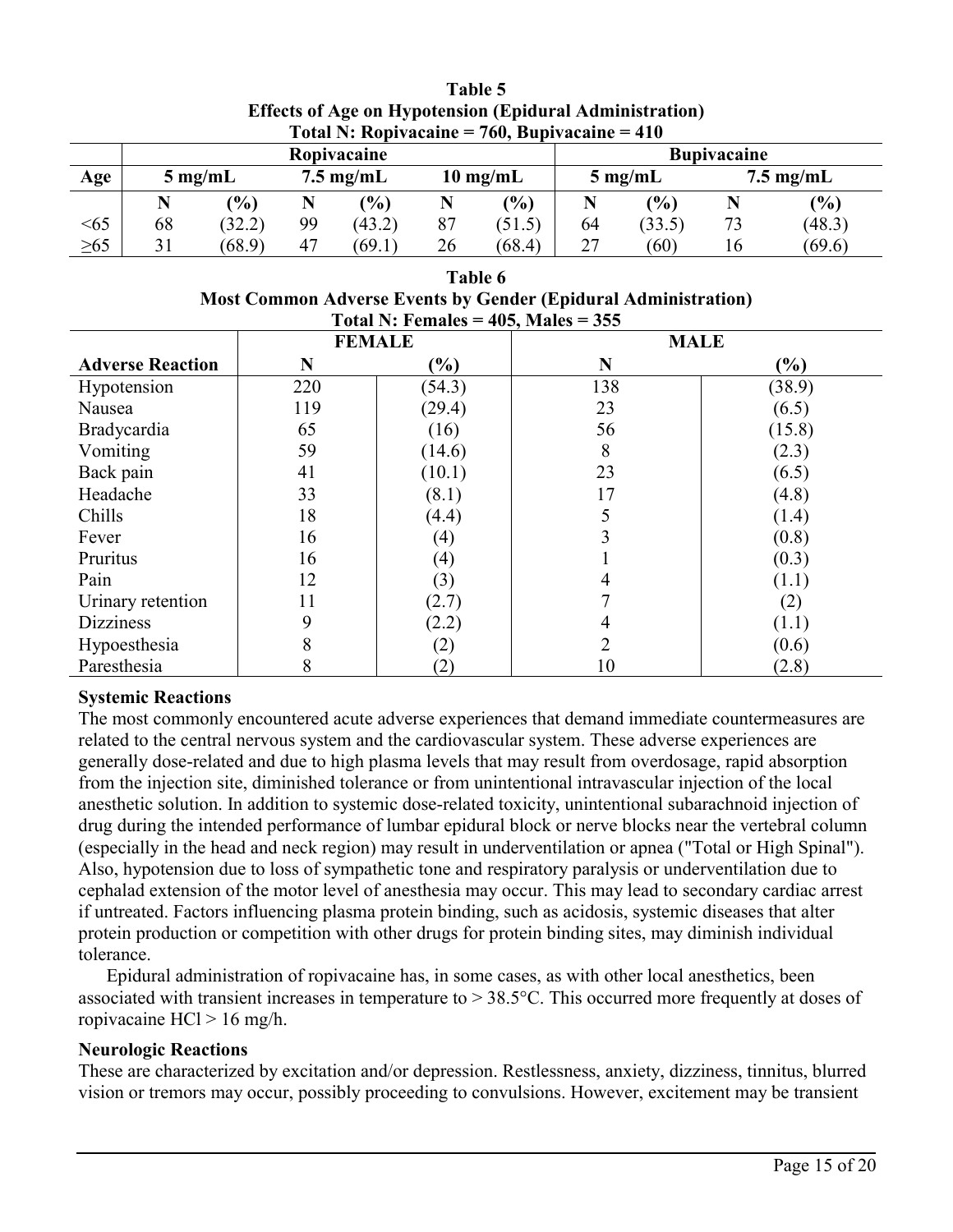**Table 5**
**Effects of Age on Hypotension (Epidural Administration)**
**Total N: Ropivacaine = 760, Bupivacaine = 410**

| | Ropivacaine | | | | | | Bupivacaine | | | |
|---|---|---|---|---|---|---|---|---|---|---|
| **Age** | **5 mg/mL** | | **7.5 mg/mL** | | **10 mg/mL** | | **5 mg/mL** | | **7.5 mg/mL** | |
| | **N** | **(%)** | **N** | **(%)** | **N** | **(%)** | **N** | **(%)** | **N** | **(%)** |
| <65 | 68 | (32.2) | 99 | (43.2) | 87 | (51.5) | 64 | (33.5) | 73 | (48.3) |
| ≥65 | 31 | (68.9) | 47 | (69.1) | 26 | (68.4) | 27 | (60) | 16 | (69.6) |

**Table 6**
**Most Common Adverse Events by Gender (Epidural Administration)**
**Total N: Females = 405, Males = 355**

| | FEMALE | | MALE | |
|---|---|---|---|---|
| **Adverse Reaction** | **N** | **(%)** | **N** | **(%)** |
| Hypotension | 220 | (54.3) | 138 | (38.9) |
| Nausea | 119 | (29.4) | 23 | (6.5) |
| Bradycardia | 65 | (16) | 56 | (15.8) |
| Vomiting | 59 | (14.6) | 8 | (2.3) |
| Back pain | 41 | (10.1) | 23 | (6.5) |
| Headache | 33 | (8.1) | 17 | (4.8) |
| Chills | 18 | (4.4) | 5 | (1.4) |
| Fever | 16 | (4) | 3 | (0.8) |
| Pruritus | 16 | (4) | 1 | (0.3) |
| Pain | 12 | (3) | 4 | (1.1) |
| Urinary retention | 11 | (2.7) | 7 | (2) |
| Dizziness | 9 | (2.2) | 4 | (1.1) |
| Hypoesthesia | 8 | (2) | 2 | (0.6) |
| Paresthesia | 8 | (2) | 10 | (2.8) |

**Systemic Reactions**

The most commonly encountered acute adverse experiences that demand immediate countermeasures are related to the central nervous system and the cardiovascular system. These adverse experiences are generally dose-related and due to high plasma levels that may result from overdosage, rapid absorption from the injection site, diminished tolerance or from unintentional intravascular injection of the local anesthetic solution. In addition to systemic dose-related toxicity, unintentional subarachnoid injection of drug during the intended performance of lumbar epidural block or nerve blocks near the vertebral column (especially in the head and neck region) may result in underventilation or apnea ("Total or High Spinal"). Also, hypotension due to loss of sympathetic tone and respiratory paralysis or underventilation due to cephalad extension of the motor level of anesthesia may occur. This may lead to secondary cardiac arrest if untreated. Factors influencing plasma protein binding, such as acidosis, systemic diseases that alter protein production or competition with other drugs for protein binding sites, may diminish individual tolerance.

Epidural administration of ropivacaine has, in some cases, as with other local anesthetics, been associated with transient increases in temperature to > 38.5°C. This occurred more frequently at doses of ropivacaine HCl > 16 mg/h.

**Neurologic Reactions**

These are characterized by excitation and/or depression. Restlessness, anxiety, dizziness, tinnitus, blurred vision or tremors may occur, possibly proceeding to convulsions. However, excitement may be transient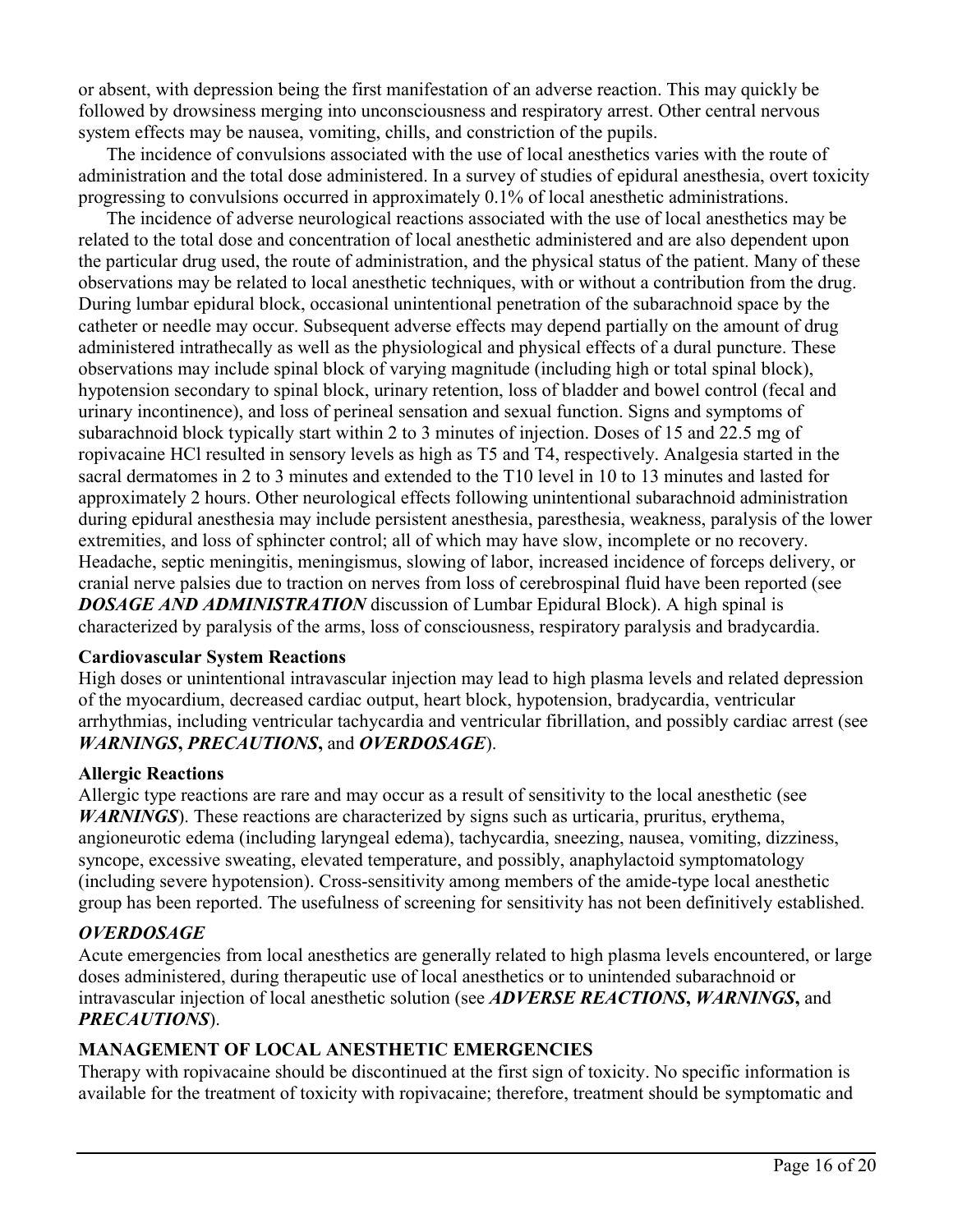or absent, with depression being the first manifestation of an adverse reaction. This may quickly be followed by drowsiness merging into unconsciousness and respiratory arrest. Other central nervous system effects may be nausea, vomiting, chills, and constriction of the pupils.

The incidence of convulsions associated with the use of local anesthetics varies with the route of administration and the total dose administered. In a survey of studies of epidural anesthesia, overt toxicity progressing to convulsions occurred in approximately 0.1% of local anesthetic administrations.

The incidence of adverse neurological reactions associated with the use of local anesthetics may be related to the total dose and concentration of local anesthetic administered and are also dependent upon the particular drug used, the route of administration, and the physical status of the patient. Many of these observations may be related to local anesthetic techniques, with or without a contribution from the drug. During lumbar epidural block, occasional unintentional penetration of the subarachnoid space by the catheter or needle may occur. Subsequent adverse effects may depend partially on the amount of drug administered intrathecally as well as the physiological and physical effects of a dural puncture. These observations may include spinal block of varying magnitude (including high or total spinal block), hypotension secondary to spinal block, urinary retention, loss of bladder and bowel control (fecal and urinary incontinence), and loss of perineal sensation and sexual function. Signs and symptoms of subarachnoid block typically start within 2 to 3 minutes of injection. Doses of 15 and 22.5 mg of ropivacaine HCl resulted in sensory levels as high as T5 and T4, respectively. Analgesia started in the sacral dermatomes in 2 to 3 minutes and extended to the T10 level in 10 to 13 minutes and lasted for approximately 2 hours. Other neurological effects following unintentional subarachnoid administration during epidural anesthesia may include persistent anesthesia, paresthesia, weakness, paralysis of the lower extremities, and loss of sphincter control; all of which may have slow, incomplete or no recovery. Headache, septic meningitis, meningismus, slowing of labor, increased incidence of forceps delivery, or cranial nerve palsies due to traction on nerves from loss of cerebrospinal fluid have been reported (see ***DOSAGE AND ADMINISTRATION*** discussion of Lumbar Epidural Block). A high spinal is characterized by paralysis of the arms, loss of consciousness, respiratory paralysis and bradycardia.

**Cardiovascular System Reactions**

High doses or unintentional intravascular injection may lead to high plasma levels and related depression of the myocardium, decreased cardiac output, heart block, hypotension, bradycardia, ventricular arrhythmias, including ventricular tachycardia and ventricular fibrillation, and possibly cardiac arrest (see ***WARNINGS*****,** ***PRECAUTIONS*****,** and ***OVERDOSAGE***).

**Allergic Reactions**

Allergic type reactions are rare and may occur as a result of sensitivity to the local anesthetic (see ***WARNINGS***). These reactions are characterized by signs such as urticaria, pruritus, erythema, angioneurotic edema (including laryngeal edema), tachycardia, sneezing, nausea, vomiting, dizziness, syncope, excessive sweating, elevated temperature, and possibly, anaphylactoid symptomatology (including severe hypotension). Cross-sensitivity among members of the amide-type local anesthetic group has been reported. The usefulness of screening for sensitivity has not been definitively established.

## *OVERDOSAGE*

Acute emergencies from local anesthetics are generally related to high plasma levels encountered, or large doses administered, during therapeutic use of local anesthetics or to unintended subarachnoid or intravascular injection of local anesthetic solution (see ***ADVERSE REACTIONS*****,** ***WARNINGS*****,** and ***PRECAUTIONS***).

## MANAGEMENT OF LOCAL ANESTHETIC EMERGENCIES

Therapy with ropivacaine should be discontinued at the first sign of toxicity. No specific information is available for the treatment of toxicity with ropivacaine; therefore, treatment should be symptomatic and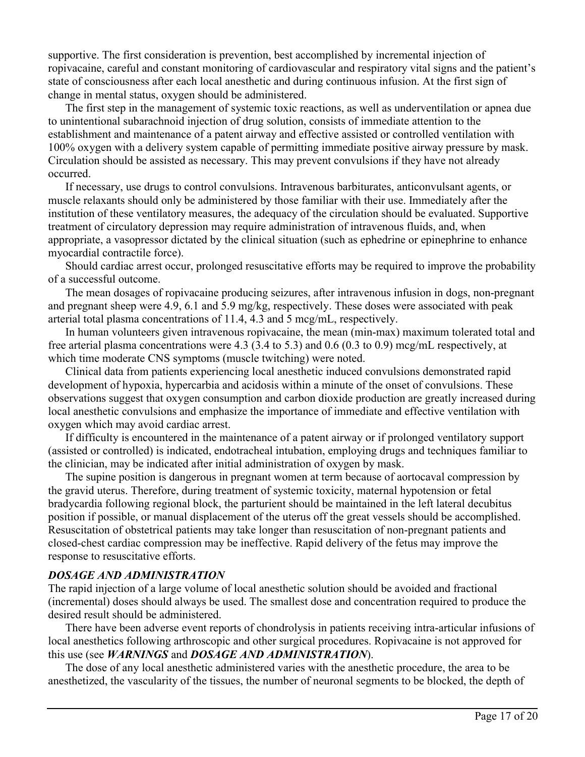supportive. The first consideration is prevention, best accomplished by incremental injection of ropivacaine, careful and constant monitoring of cardiovascular and respiratory vital signs and the patient's state of consciousness after each local anesthetic and during continuous infusion. At the first sign of change in mental status, oxygen should be administered.

The first step in the management of systemic toxic reactions, as well as underventilation or apnea due to unintentional subarachnoid injection of drug solution, consists of immediate attention to the establishment and maintenance of a patent airway and effective assisted or controlled ventilation with 100% oxygen with a delivery system capable of permitting immediate positive airway pressure by mask. Circulation should be assisted as necessary. This may prevent convulsions if they have not already occurred.

If necessary, use drugs to control convulsions. Intravenous barbiturates, anticonvulsant agents, or muscle relaxants should only be administered by those familiar with their use. Immediately after the institution of these ventilatory measures, the adequacy of the circulation should be evaluated. Supportive treatment of circulatory depression may require administration of intravenous fluids, and, when appropriate, a vasopressor dictated by the clinical situation (such as ephedrine or epinephrine to enhance myocardial contractile force).

Should cardiac arrest occur, prolonged resuscitative efforts may be required to improve the probability of a successful outcome.

The mean dosages of ropivacaine producing seizures, after intravenous infusion in dogs, non-pregnant and pregnant sheep were 4.9, 6.1 and 5.9 mg/kg, respectively. These doses were associated with peak arterial total plasma concentrations of 11.4, 4.3 and 5 mcg/mL, respectively.

In human volunteers given intravenous ropivacaine, the mean (min-max) maximum tolerated total and free arterial plasma concentrations were 4.3 (3.4 to 5.3) and 0.6 (0.3 to 0.9) mcg/mL respectively, at which time moderate CNS symptoms (muscle twitching) were noted.

Clinical data from patients experiencing local anesthetic induced convulsions demonstrated rapid development of hypoxia, hypercarbia and acidosis within a minute of the onset of convulsions. These observations suggest that oxygen consumption and carbon dioxide production are greatly increased during local anesthetic convulsions and emphasize the importance of immediate and effective ventilation with oxygen which may avoid cardiac arrest.

If difficulty is encountered in the maintenance of a patent airway or if prolonged ventilatory support (assisted or controlled) is indicated, endotracheal intubation, employing drugs and techniques familiar to the clinician, may be indicated after initial administration of oxygen by mask.

The supine position is dangerous in pregnant women at term because of aortocaval compression by the gravid uterus. Therefore, during treatment of systemic toxicity, maternal hypotension or fetal bradycardia following regional block, the parturient should be maintained in the left lateral decubitus position if possible, or manual displacement of the uterus off the great vessels should be accomplished. Resuscitation of obstetrical patients may take longer than resuscitation of non-pregnant patients and closed-chest cardiac compression may be ineffective. Rapid delivery of the fetus may improve the response to resuscitative efforts.

## *DOSAGE AND ADMINISTRATION*

The rapid injection of a large volume of local anesthetic solution should be avoided and fractional (incremental) doses should always be used. The smallest dose and concentration required to produce the desired result should be administered.

There have been adverse event reports of chondrolysis in patients receiving intra-articular infusions of local anesthetics following arthroscopic and other surgical procedures. Ropivacaine is not approved for this use (see ***WARNINGS*** and ***DOSAGE AND ADMINISTRATION***).

The dose of any local anesthetic administered varies with the anesthetic procedure, the area to be anesthetized, the vascularity of the tissues, the number of neuronal segments to be blocked, the depth of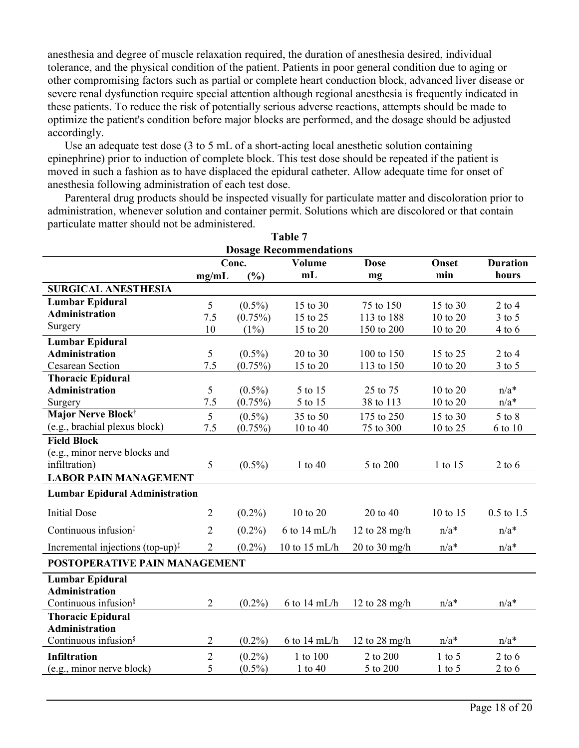anesthesia and degree of muscle relaxation required, the duration of anesthesia desired, individual tolerance, and the physical condition of the patient. Patients in poor general condition due to aging or other compromising factors such as partial or complete heart conduction block, advanced liver disease or severe renal dysfunction require special attention although regional anesthesia is frequently indicated in these patients. To reduce the risk of potentially serious adverse reactions, attempts should be made to optimize the patient's condition before major blocks are performed, and the dosage should be adjusted accordingly.

Use an adequate test dose (3 to 5 mL of a short-acting local anesthetic solution containing epinephrine) prior to induction of complete block. This test dose should be repeated if the patient is moved in such a fashion as to have displaced the epidural catheter. Allow adequate time for onset of anesthesia following administration of each test dose.

Parenteral drug products should be inspected visually for particulate matter and discoloration prior to administration, whenever solution and container permit. Solutions which are discolored or that contain particulate matter should not be administered.

**Table 7**
**Dosage Recommendations**

| | Conc. | | Volume | Dose | Onset | Duration |
|---|---|---|---|---|---|---|
| | mg/mL | (%) | mL | mg | min | hours |
| **SURGICAL ANESTHESIA** | | | | | | |
| **Lumbar Epidural Administration** Surgery | 5 | (0.5%) | 15 to 30 | 75 to 150 | 15 to 30 | 2 to 4 |
| | 7.5 | (0.75%) | 15 to 25 | 113 to 188 | 10 to 20 | 3 to 5 |
| | 10 | (1%) | 15 to 20 | 150 to 200 | 10 to 20 | 4 to 6 |
| **Lumbar Epidural Administration** Cesarean Section | 5 | (0.5%) | 20 to 30 | 100 to 150 | 15 to 25 | 2 to 4 |
| | 7.5 | (0.75%) | 15 to 20 | 113 to 150 | 10 to 20 | 3 to 5 |
| **Thoracic Epidural Administration** Surgery | 5 | (0.5%) | 5 to 15 | 25 to 75 | 10 to 20 | n/a* |
| | 7.5 | (0.75%) | 5 to 15 | 38 to 113 | 10 to 20 | n/a* |
| **Major Nerve Block**† (e.g., brachial plexus block) | 5 | (0.5%) | 35 to 50 | 175 to 250 | 15 to 30 | 5 to 8 |
| | 7.5 | (0.75%) | 10 to 40 | 75 to 300 | 10 to 25 | 6 to 10 |
| **Field Block** (e.g., minor nerve blocks and infiltration) | 5 | (0.5%) | 1 to 40 | 5 to 200 | 1 to 15 | 2 to 6 |
| **LABOR PAIN MANAGEMENT** | | | | | | |
| **Lumbar Epidural Administration** | | | | | | |
| Initial Dose | 2 | (0.2%) | 10 to 20 | 20 to 40 | 10 to 15 | 0.5 to 1.5 |
| Continuous infusion‡ | 2 | (0.2%) | 6 to 14 mL/h | 12 to 28 mg/h | n/a* | n/a* |
| Incremental injections (top-up)‡ | 2 | (0.2%) | 10 to 15 mL/h | 20 to 30 mg/h | n/a* | n/a* |
| **POSTOPERATIVE PAIN MANAGEMENT** | | | | | | |
| **Lumbar Epidural Administration** Continuous infusion§ | 2 | (0.2%) | 6 to 14 mL/h | 12 to 28 mg/h | n/a* | n/a* |
| **Thoracic Epidural Administration** Continuous infusion§ | 2 | (0.2%) | 6 to 14 mL/h | 12 to 28 mg/h | n/a* | n/a* |
| **Infiltration** (e.g., minor nerve block) | 2 | (0.2%) | 1 to 100 | 2 to 200 | 1 to 5 | 2 to 6 |
| | 5 | (0.5%) | 1 to 40 | 5 to 200 | 1 to 5 | 2 to 6 |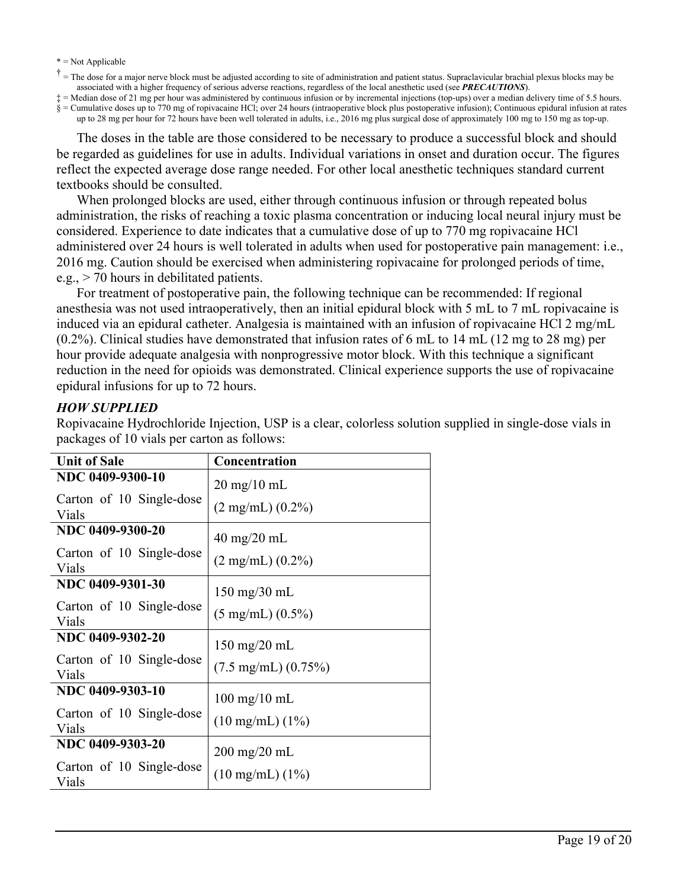* = Not Applicable

† = The dose for a major nerve block must be adjusted according to site of administration and patient status. Supraclavicular brachial plexus blocks may be associated with a higher frequency of serious adverse reactions, regardless of the local anesthetic used (see ***PRECAUTIONS***).

‡ = Median dose of 21 mg per hour was administered by continuous infusion or by incremental injections (top-ups) over a median delivery time of 5.5 hours.

§ = Cumulative doses up to 770 mg of ropivacaine HCl; over 24 hours (intraoperative block plus postoperative infusion); Continuous epidural infusion at rates up to 28 mg per hour for 72 hours have been well tolerated in adults, i.e., 2016 mg plus surgical dose of approximately 100 mg to 150 mg as top-up.

The doses in the table are those considered to be necessary to produce a successful block and should be regarded as guidelines for use in adults. Individual variations in onset and duration occur. The figures reflect the expected average dose range needed. For other local anesthetic techniques standard current textbooks should be consulted.

When prolonged blocks are used, either through continuous infusion or through repeated bolus administration, the risks of reaching a toxic plasma concentration or inducing local neural injury must be considered. Experience to date indicates that a cumulative dose of up to 770 mg ropivacaine HCl administered over 24 hours is well tolerated in adults when used for postoperative pain management: i.e., 2016 mg. Caution should be exercised when administering ropivacaine for prolonged periods of time, e.g., > 70 hours in debilitated patients.

For treatment of postoperative pain, the following technique can be recommended: If regional anesthesia was not used intraoperatively, then an initial epidural block with 5 mL to 7 mL ropivacaine is induced via an epidural catheter. Analgesia is maintained with an infusion of ropivacaine HCl 2 mg/mL (0.2%). Clinical studies have demonstrated that infusion rates of 6 mL to 14 mL (12 mg to 28 mg) per hour provide adequate analgesia with nonprogressive motor block. With this technique a significant reduction in the need for opioids was demonstrated. Clinical experience supports the use of ropivacaine epidural infusions for up to 72 hours.

***HOW SUPPLIED***

Ropivacaine Hydrochloride Injection, USP is a clear, colorless solution supplied in single-dose vials in packages of 10 vials per carton as follows:

| Unit of Sale | Concentration |
|---|---|
| **NDC 0409-9300-10** Carton of 10 Single-dose Vials | 20 mg/10 mL (2 mg/mL) (0.2%) |
| **NDC 0409-9300-20** Carton of 10 Single-dose Vials | 40 mg/20 mL (2 mg/mL) (0.2%) |
| **NDC 0409-9301-30** Carton of 10 Single-dose Vials | 150 mg/30 mL (5 mg/mL) (0.5%) |
| **NDC 0409-9302-20** Carton of 10 Single-dose Vials | 150 mg/20 mL (7.5 mg/mL) (0.75%) |
| **NDC 0409-9303-10** Carton of 10 Single-dose Vials | 100 mg/10 mL (10 mg/mL) (1%) |
| **NDC 0409-9303-20** Carton of 10 Single-dose Vials | 200 mg/20 mL (10 mg/mL) (1%) |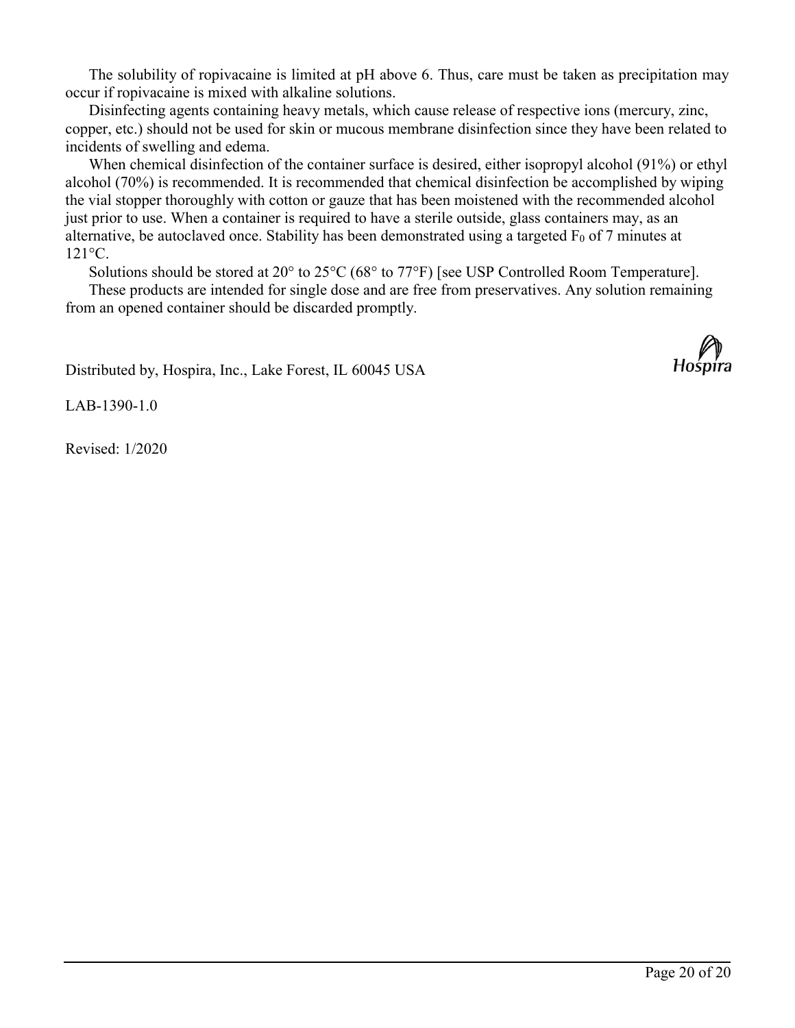The solubility of ropivacaine is limited at pH above 6. Thus, care must be taken as precipitation may occur if ropivacaine is mixed with alkaline solutions.

Disinfecting agents containing heavy metals, which cause release of respective ions (mercury, zinc, copper, etc.) should not be used for skin or mucous membrane disinfection since they have been related to incidents of swelling and edema.

When chemical disinfection of the container surface is desired, either isopropyl alcohol (91%) or ethyl alcohol (70%) is recommended. It is recommended that chemical disinfection be accomplished by wiping the vial stopper thoroughly with cotton or gauze that has been moistened with the recommended alcohol just prior to use. When a container is required to have a sterile outside, glass containers may, as an alternative, be autoclaved once. Stability has been demonstrated using a targeted $F_0$ of 7 minutes at 121°C.

Solutions should be stored at 20° to 25°C (68° to 77°F) [see USP Controlled Room Temperature].

These products are intended for single dose and are free from preservatives. Any solution remaining from an opened container should be discarded promptly.

Distributed by, Hospira, Inc., Lake Forest, IL 60045 USA

Hospira

LAB-1390-1.0

Revised: 1/2020